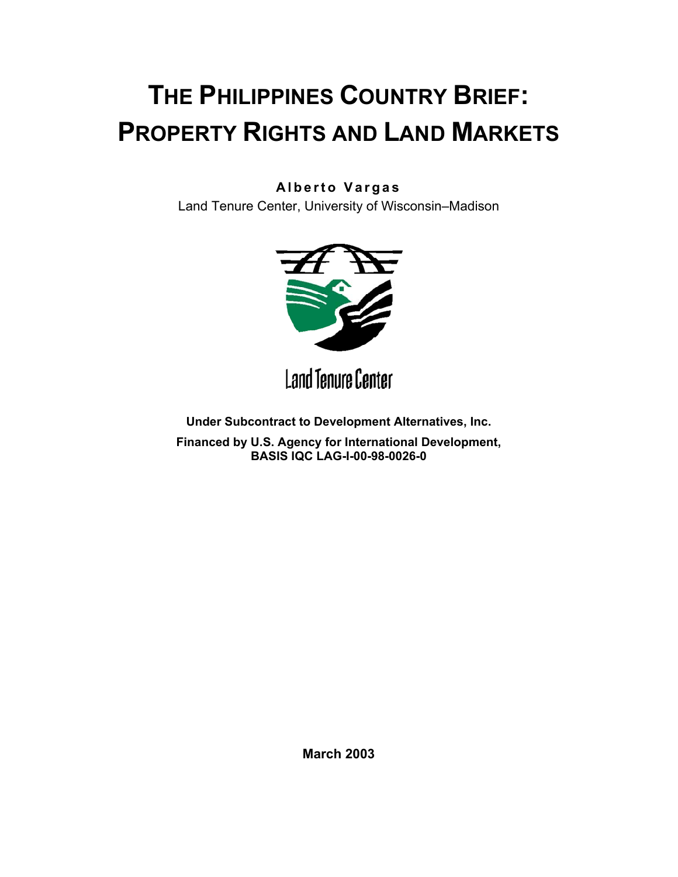# THE PHILIPPINES COUNTRY BRIEF: PROPERTY RIGHTS AND LAND MARKETS

**Alberto Vargas**

Land Tenure Center, University of Wisconsin–Madison

Land Tenure Center

**Under Subcontract to Development Alternatives, Inc.**

**Financed by U.S. Agency for International Development, BASIS IQC LAG-I-00-98-0026-0**

**March 2003**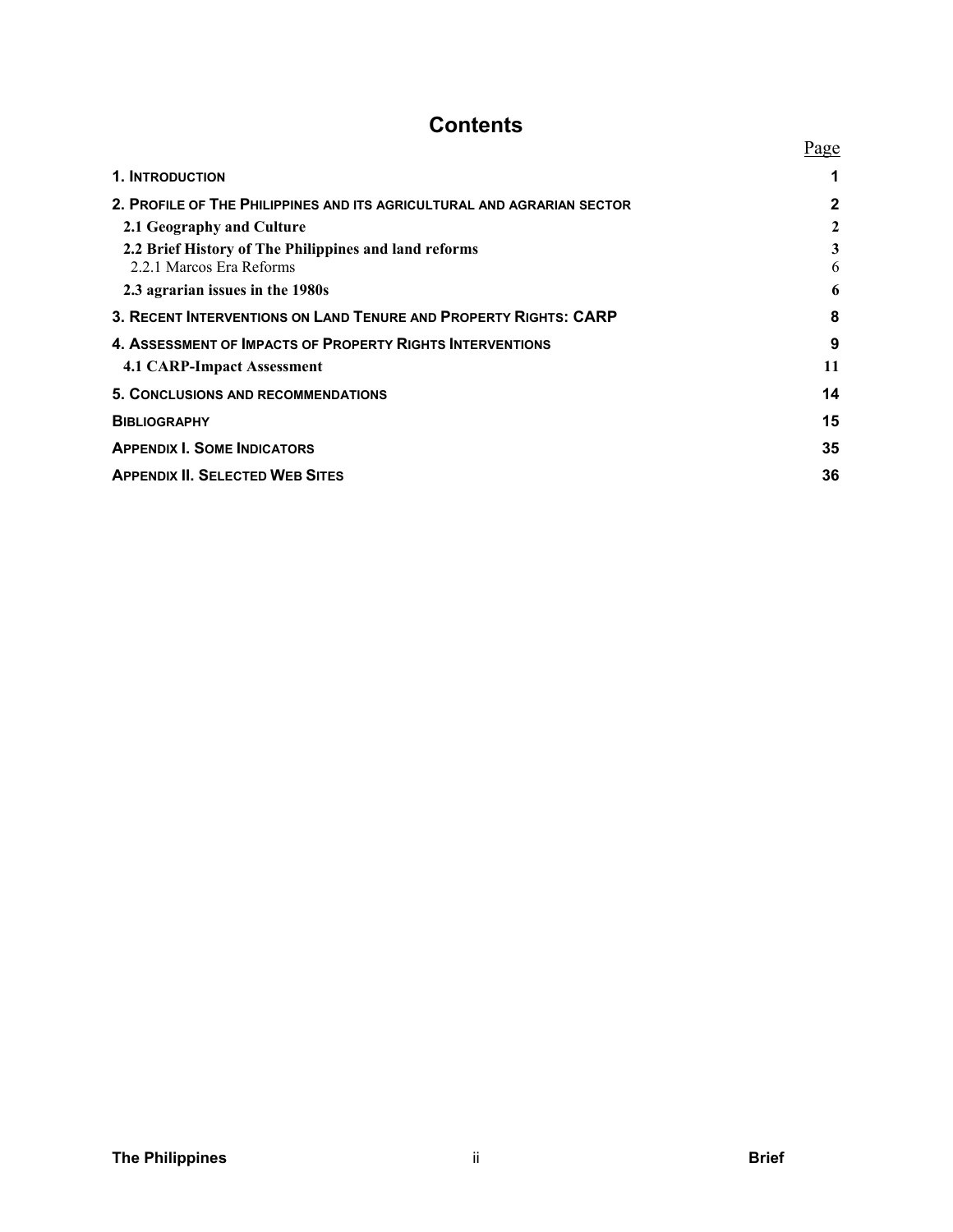# Contents

| | Page |
|---|---|
| **1. INTRODUCTION** | **1** |
| **2. PROFILE OF THE PHILIPPINES AND ITS AGRICULTURAL AND AGRARIAN SECTOR** | **2** |
| **2.1 Geography and Culture** | **2** |
| **2.2 Brief History of The Philippines and land reforms** | **3** |
| 2.2.1 Marcos Era Reforms | 6 |
| **2.3 agrarian issues in the 1980s** | **6** |
| **3. RECENT INTERVENTIONS ON LAND TENURE AND PROPERTY RIGHTS: CARP** | **8** |
| **4. ASSESSMENT OF IMPACTS OF PROPERTY RIGHTS INTERVENTIONS** | **9** |
| **4.1 CARP-Impact Assessment** | **11** |
| **5. CONCLUSIONS AND RECOMMENDATIONS** | **14** |
| **BIBLIOGRAPHY** | **15** |
| **APPENDIX I. SOME INDICATORS** | **35** |
| **APPENDIX II. SELECTED WEB SITES** | **36** |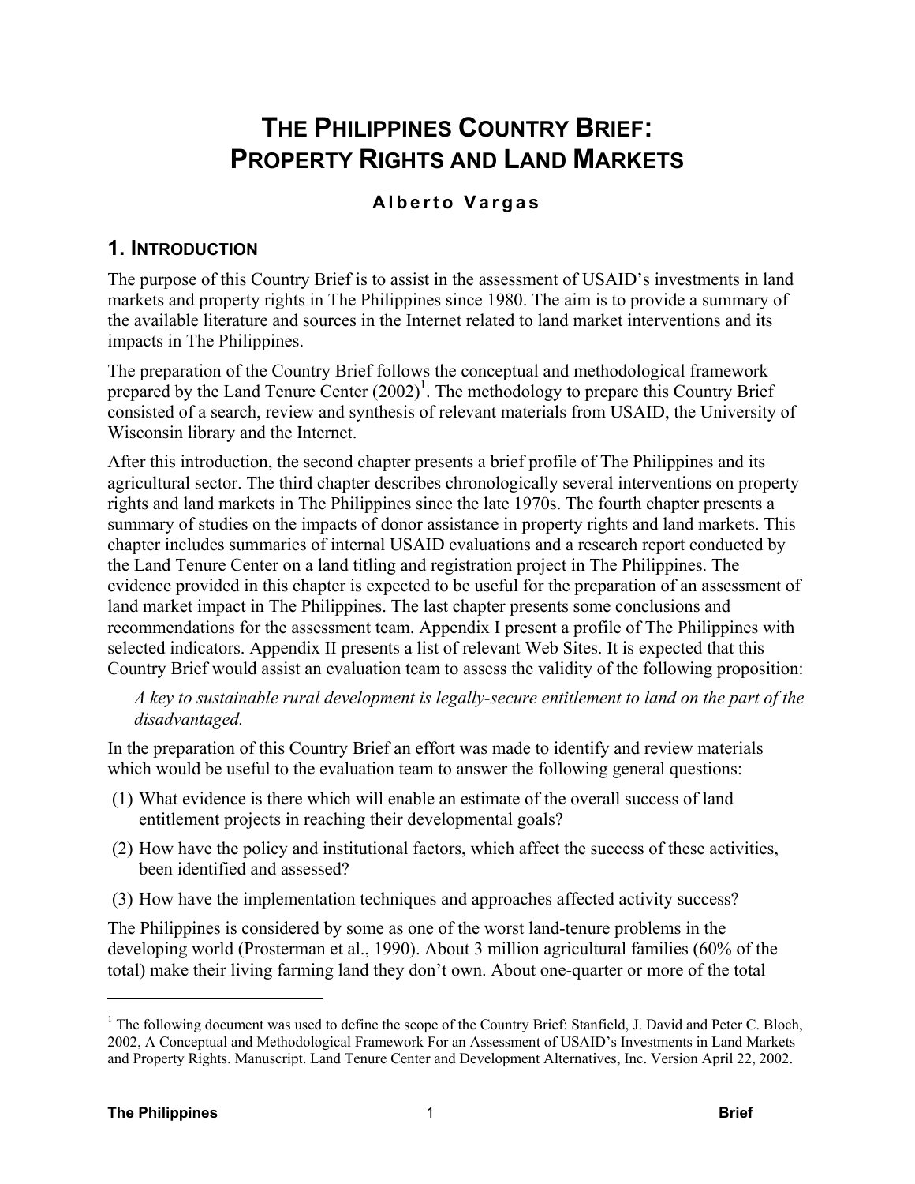# THE PHILIPPINES COUNTRY BRIEF: PROPERTY RIGHTS AND LAND MARKETS

**Alberto Vargas**

## 1. INTRODUCTION

The purpose of this Country Brief is to assist in the assessment of USAID's investments in land markets and property rights in The Philippines since 1980. The aim is to provide a summary of the available literature and sources in the Internet related to land market interventions and its impacts in The Philippines.

The preparation of the Country Brief follows the conceptual and methodological framework prepared by the Land Tenure Center (2002)[1]. The methodology to prepare this Country Brief consisted of a search, review and synthesis of relevant materials from USAID, the University of Wisconsin library and the Internet.

After this introduction, the second chapter presents a brief profile of The Philippines and its agricultural sector. The third chapter describes chronologically several interventions on property rights and land markets in The Philippines since the late 1970s. The fourth chapter presents a summary of studies on the impacts of donor assistance in property rights and land markets. This chapter includes summaries of internal USAID evaluations and a research report conducted by the Land Tenure Center on a land titling and registration project in The Philippines. The evidence provided in this chapter is expected to be useful for the preparation of an assessment of land market impact in The Philippines. The last chapter presents some conclusions and recommendations for the assessment team. Appendix I present a profile of The Philippines with selected indicators. Appendix II presents a list of relevant Web Sites. It is expected that this Country Brief would assist an evaluation team to assess the validity of the following proposition:

*A key to sustainable rural development is legally-secure entitlement to land on the part of the disadvantaged.*

In the preparation of this Country Brief an effort was made to identify and review materials which would be useful to the evaluation team to answer the following general questions:

(1) What evidence is there which will enable an estimate of the overall success of land entitlement projects in reaching their developmental goals?

(2) How have the policy and institutional factors, which affect the success of these activities, been identified and assessed?

(3) How have the implementation techniques and approaches affected activity success?

The Philippines is considered by some as one of the worst land-tenure problems in the developing world (Prosterman et al., 1990). About 3 million agricultural families (60% of the total) make their living farming land they don't own. About one-quarter or more of the total

---

[1] The following document was used to define the scope of the Country Brief: Stanfield, J. David and Peter C. Bloch, 2002, A Conceptual and Methodological Framework For an Assessment of USAID's Investments in Land Markets and Property Rights. Manuscript. Land Tenure Center and Development Alternatives, Inc. Version April 22, 2002.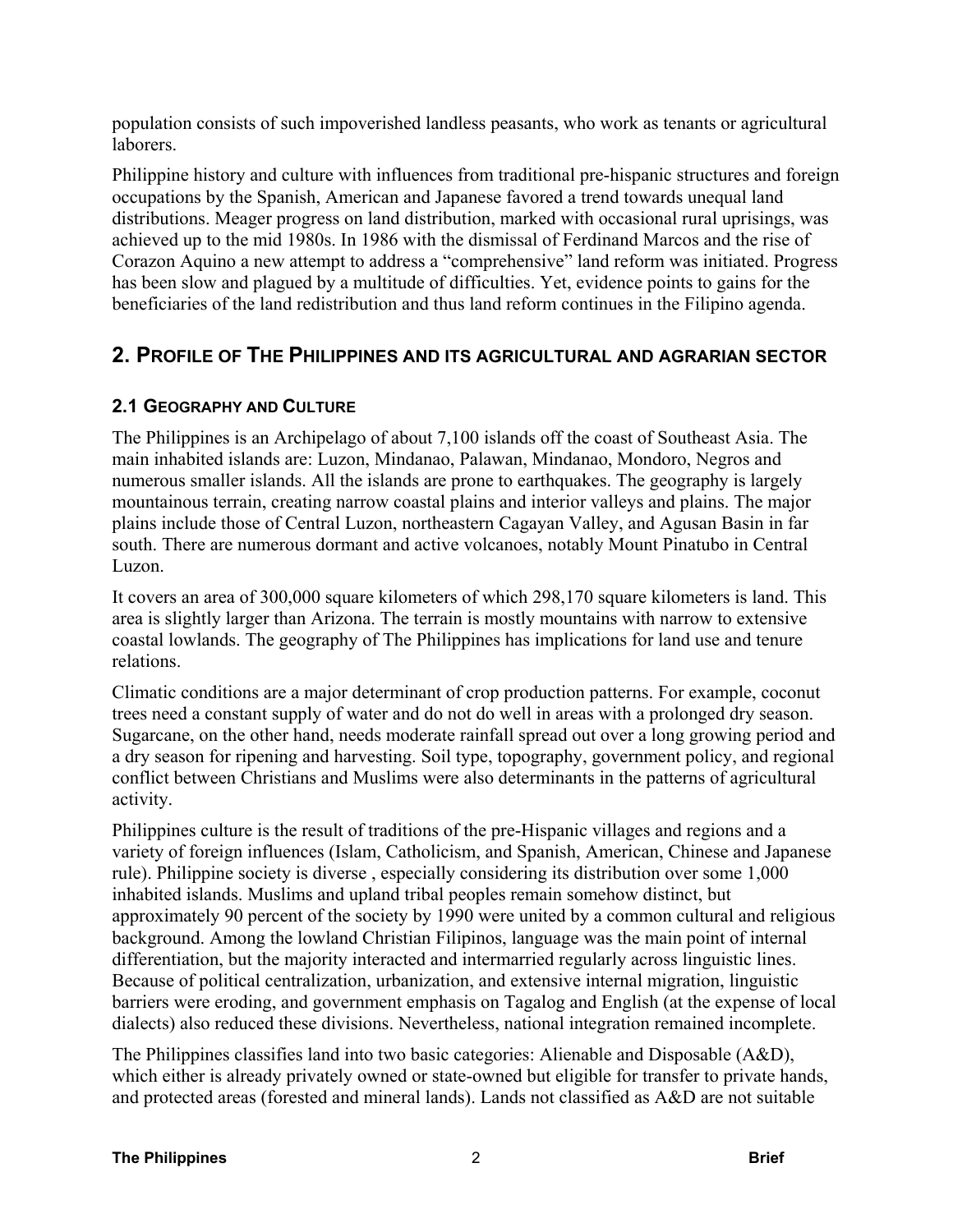population consists of such impoverished landless peasants, who work as tenants or agricultural laborers.

Philippine history and culture with influences from traditional pre-hispanic structures and foreign occupations by the Spanish, American and Japanese favored a trend towards unequal land distributions. Meager progress on land distribution, marked with occasional rural uprisings, was achieved up to the mid 1980s. In 1986 with the dismissal of Ferdinand Marcos and the rise of Corazon Aquino a new attempt to address a "comprehensive" land reform was initiated. Progress has been slow and plagued by a multitude of difficulties. Yet, evidence points to gains for the beneficiaries of the land redistribution and thus land reform continues in the Filipino agenda.

## 2. PROFILE OF THE PHILIPPINES AND ITS AGRICULTURAL AND AGRARIAN SECTOR

### 2.1 GEOGRAPHY AND CULTURE

The Philippines is an Archipelago of about 7,100 islands off the coast of Southeast Asia. The main inhabited islands are: Luzon, Mindanao, Palawan, Mindanao, Mondoro, Negros and numerous smaller islands. All the islands are prone to earthquakes. The geography is largely mountainous terrain, creating narrow coastal plains and interior valleys and plains. The major plains include those of Central Luzon, northeastern Cagayan Valley, and Agusan Basin in far south. There are numerous dormant and active volcanoes, notably Mount Pinatubo in Central Luzon.

It covers an area of 300,000 square kilometers of which 298,170 square kilometers is land. This area is slightly larger than Arizona. The terrain is mostly mountains with narrow to extensive coastal lowlands. The geography of The Philippines has implications for land use and tenure relations.

Climatic conditions are a major determinant of crop production patterns. For example, coconut trees need a constant supply of water and do not do well in areas with a prolonged dry season. Sugarcane, on the other hand, needs moderate rainfall spread out over a long growing period and a dry season for ripening and harvesting. Soil type, topography, government policy, and regional conflict between Christians and Muslims were also determinants in the patterns of agricultural activity.

Philippines culture is the result of traditions of the pre-Hispanic villages and regions and a variety of foreign influences (Islam, Catholicism, and Spanish, American, Chinese and Japanese rule). Philippine society is diverse , especially considering its distribution over some 1,000 inhabited islands. Muslims and upland tribal peoples remain somehow distinct, but approximately 90 percent of the society by 1990 were united by a common cultural and religious background. Among the lowland Christian Filipinos, language was the main point of internal differentiation, but the majority interacted and intermarried regularly across linguistic lines. Because of political centralization, urbanization, and extensive internal migration, linguistic barriers were eroding, and government emphasis on Tagalog and English (at the expense of local dialects) also reduced these divisions. Nevertheless, national integration remained incomplete.

The Philippines classifies land into two basic categories: Alienable and Disposable (A&D), which either is already privately owned or state-owned but eligible for transfer to private hands, and protected areas (forested and mineral lands). Lands not classified as A&D are not suitable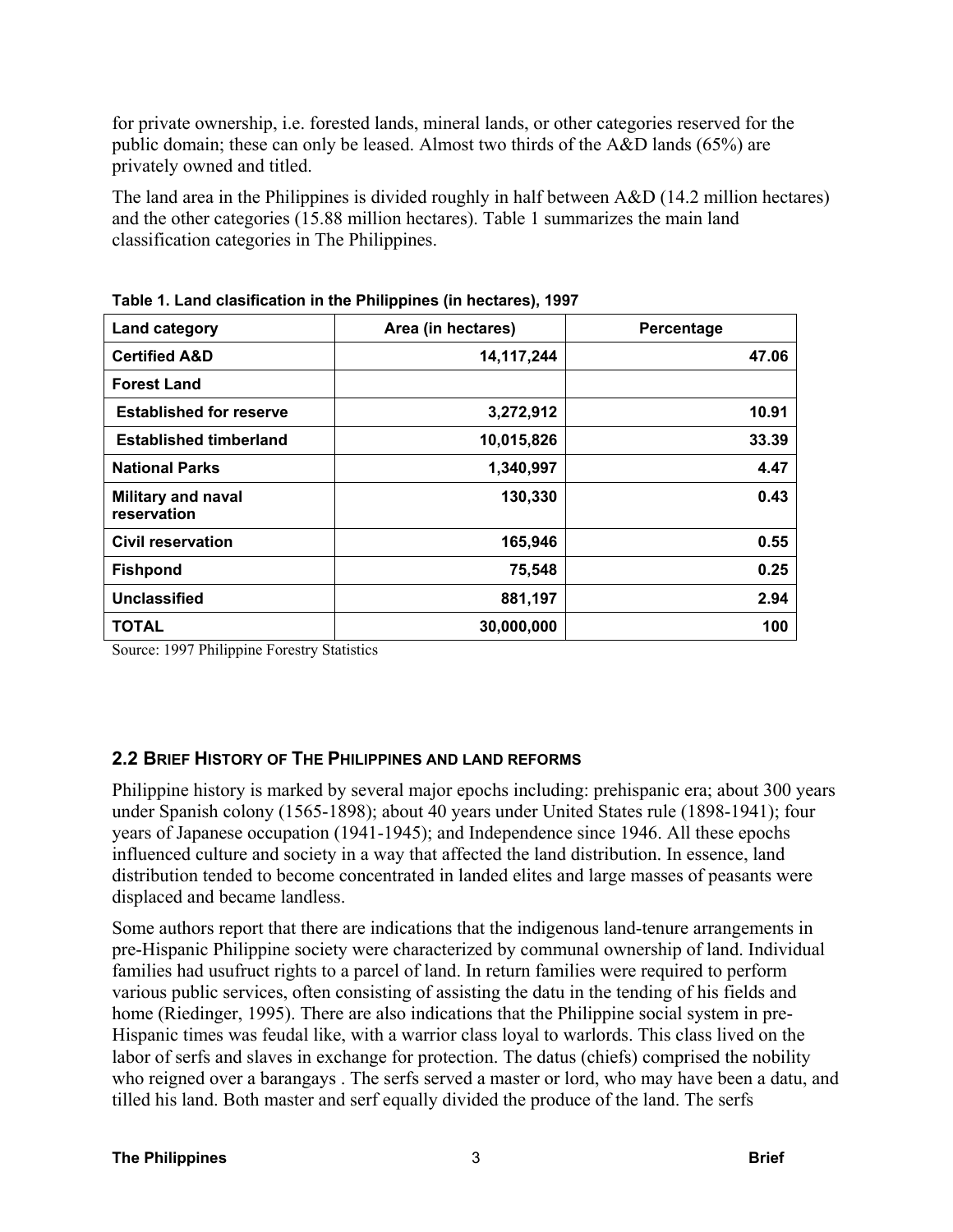for private ownership, i.e. forested lands, mineral lands, or other categories reserved for the public domain; these can only be leased. Almost two thirds of the A&D lands (65%) are privately owned and titled.

The land area in the Philippines is divided roughly in half between A&D (14.2 million hectares) and the other categories (15.88 million hectares). Table 1 summarizes the main land classification categories in The Philippines.

**Table 1. Land clasification in the Philippines (in hectares), 1997**

| Land category | Area (in hectares) | Percentage |
|---|---|---|
| **Certified A&D** | **14,117,244** | **47.06** |
| **Forest Land** | | |
| **Established for reserve** | **3,272,912** | **10.91** |
| **Established timberland** | **10,015,826** | **33.39** |
| **National Parks** | **1,340,997** | **4.47** |
| **Military and naval reservation** | **130,330** | **0.43** |
| **Civil reservation** | **165,946** | **0.55** |
| **Fishpond** | **75,548** | **0.25** |
| **Unclassified** | **881,197** | **2.94** |
| **TOTAL** | **30,000,000** | **100** |

Source: 1997 Philippine Forestry Statistics

## 2.2 Brief History of The Philippines and land reforms

Philippine history is marked by several major epochs including: prehispanic era; about 300 years under Spanish colony (1565-1898); about 40 years under United States rule (1898-1941); four years of Japanese occupation (1941-1945); and Independence since 1946. All these epochs influenced culture and society in a way that affected the land distribution. In essence, land distribution tended to become concentrated in landed elites and large masses of peasants were displaced and became landless.

Some authors report that there are indications that the indigenous land-tenure arrangements in pre-Hispanic Philippine society were characterized by communal ownership of land. Individual families had usufruct rights to a parcel of land. In return families were required to perform various public services, often consisting of assisting the datu in the tending of his fields and home (Riedinger, 1995). There are also indications that the Philippine social system in pre-Hispanic times was feudal like, with a warrior class loyal to warlords. This class lived on the labor of serfs and slaves in exchange for protection. The datus (chiefs) comprised the nobility who reigned over a barangays . The serfs served a master or lord, who may have been a datu, and tilled his land. Both master and serf equally divided the produce of the land. The serfs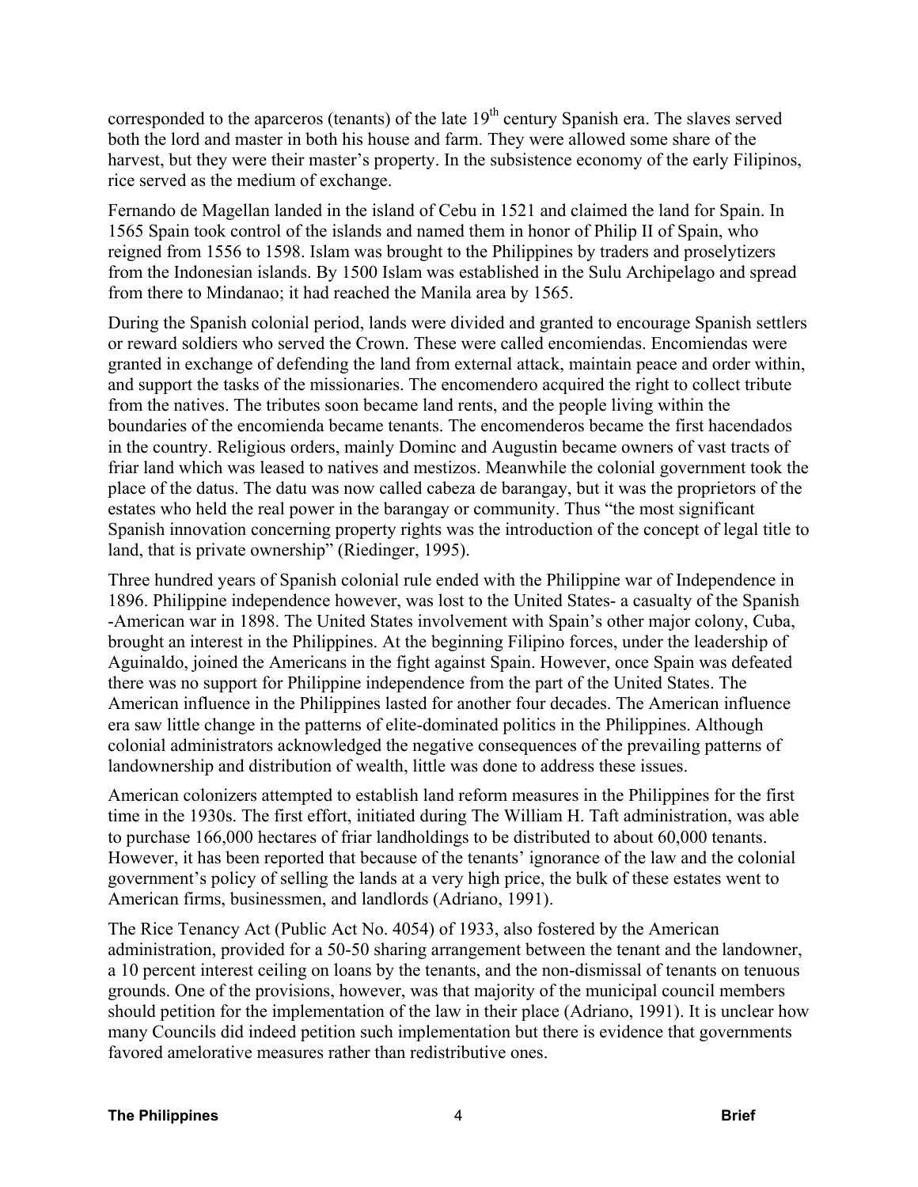corresponded to the aparceros (tenants) of the late 19th century Spanish era. The slaves served both the lord and master in both his house and farm. They were allowed some share of the harvest, but they were their master's property. In the subsistence economy of the early Filipinos, rice served as the medium of exchange.

Fernando de Magellan landed in the island of Cebu in 1521 and claimed the land for Spain. In 1565 Spain took control of the islands and named them in honor of Philip II of Spain, who reigned from 1556 to 1598. Islam was brought to the Philippines by traders and proselytizers from the Indonesian islands. By 1500 Islam was established in the Sulu Archipelago and spread from there to Mindanao; it had reached the Manila area by 1565.

During the Spanish colonial period, lands were divided and granted to encourage Spanish settlers or reward soldiers who served the Crown. These were called encomiendas. Encomiendas were granted in exchange of defending the land from external attack, maintain peace and order within, and support the tasks of the missionaries. The encomendero acquired the right to collect tribute from the natives. The tributes soon became land rents, and the people living within the boundaries of the encomienda became tenants. The encomenderos became the first hacendados in the country. Religious orders, mainly Dominc and Augustin became owners of vast tracts of friar land which was leased to natives and mestizos. Meanwhile the colonial government took the place of the datus. The datu was now called cabeza de barangay, but it was the proprietors of the estates who held the real power in the barangay or community. Thus "the most significant Spanish innovation concerning property rights was the introduction of the concept of legal title to land, that is private ownership" (Riedinger, 1995).

Three hundred years of Spanish colonial rule ended with the Philippine war of Independence in 1896. Philippine independence however, was lost to the United States- a casualty of the Spanish -American war in 1898. The United States involvement with Spain's other major colony, Cuba, brought an interest in the Philippines. At the beginning Filipino forces, under the leadership of Aguinaldo, joined the Americans in the fight against Spain. However, once Spain was defeated there was no support for Philippine independence from the part of the United States. The American influence in the Philippines lasted for another four decades. The American influence era saw little change in the patterns of elite-dominated politics in the Philippines. Although colonial administrators acknowledged the negative consequences of the prevailing patterns of landownership and distribution of wealth, little was done to address these issues.

American colonizers attempted to establish land reform measures in the Philippines for the first time in the 1930s. The first effort, initiated during The William H. Taft administration, was able to purchase 166,000 hectares of friar landholdings to be distributed to about 60,000 tenants. However, it has been reported that because of the tenants' ignorance of the law and the colonial government's policy of selling the lands at a very high price, the bulk of these estates went to American firms, businessmen, and landlords (Adriano, 1991).

The Rice Tenancy Act (Public Act No. 4054) of 1933, also fostered by the American administration, provided for a 50-50 sharing arrangement between the tenant and the landowner, a 10 percent interest ceiling on loans by the tenants, and the non-dismissal of tenants on tenuous grounds. One of the provisions, however, was that majority of the municipal council members should petition for the implementation of the law in their place (Adriano, 1991). It is unclear how many Councils did indeed petition such implementation but there is evidence that governments favored amelorative measures rather than redistributive ones.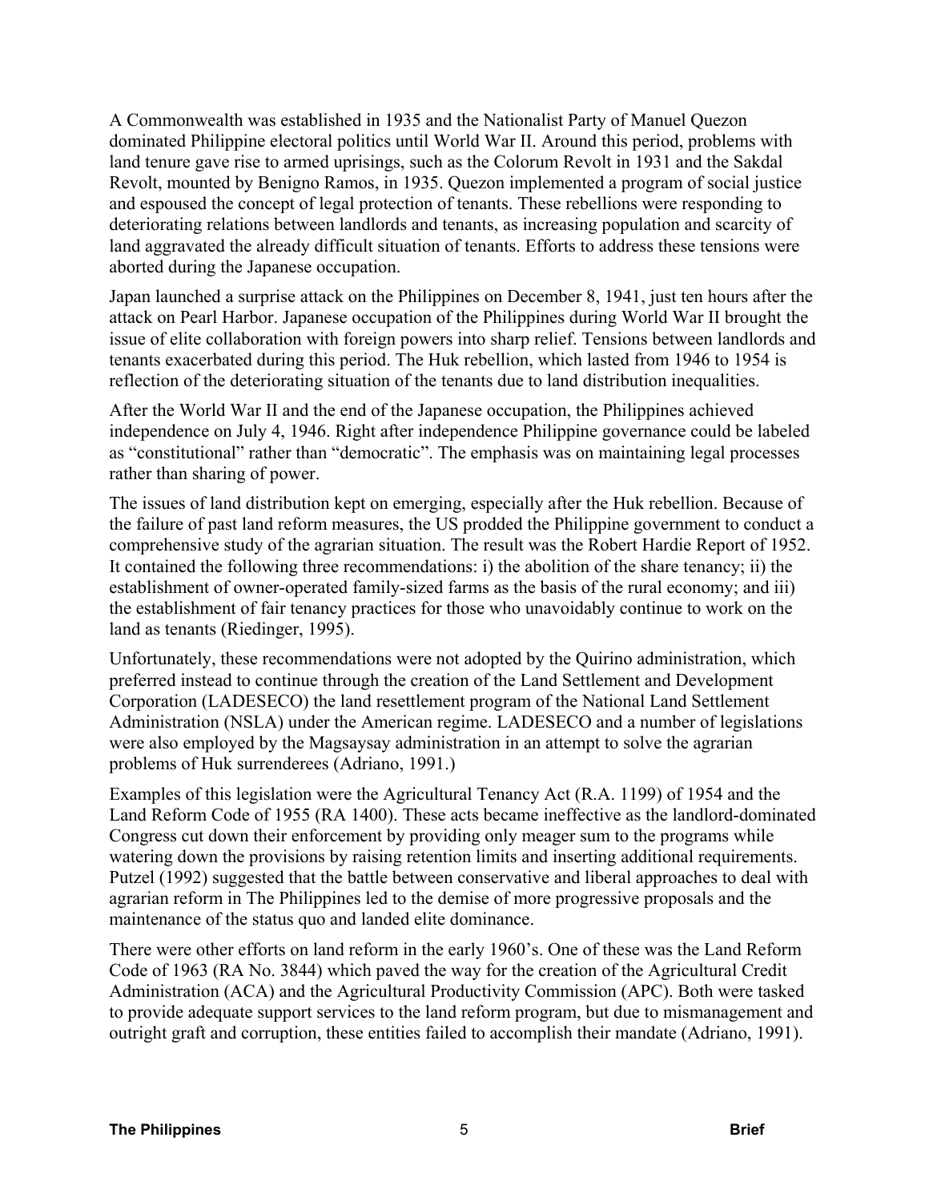A Commonwealth was established in 1935 and the Nationalist Party of Manuel Quezon dominated Philippine electoral politics until World War II. Around this period, problems with land tenure gave rise to armed uprisings, such as the Colorum Revolt in 1931 and the Sakdal Revolt, mounted by Benigno Ramos, in 1935. Quezon implemented a program of social justice and espoused the concept of legal protection of tenants. These rebellions were responding to deteriorating relations between landlords and tenants, as increasing population and scarcity of land aggravated the already difficult situation of tenants. Efforts to address these tensions were aborted during the Japanese occupation.

Japan launched a surprise attack on the Philippines on December 8, 1941, just ten hours after the attack on Pearl Harbor. Japanese occupation of the Philippines during World War II brought the issue of elite collaboration with foreign powers into sharp relief. Tensions between landlords and tenants exacerbated during this period. The Huk rebellion, which lasted from 1946 to 1954 is reflection of the deteriorating situation of the tenants due to land distribution inequalities.

After the World War II and the end of the Japanese occupation, the Philippines achieved independence on July 4, 1946. Right after independence Philippine governance could be labeled as "constitutional" rather than "democratic". The emphasis was on maintaining legal processes rather than sharing of power.

The issues of land distribution kept on emerging, especially after the Huk rebellion. Because of the failure of past land reform measures, the US prodded the Philippine government to conduct a comprehensive study of the agrarian situation. The result was the Robert Hardie Report of 1952. It contained the following three recommendations: i) the abolition of the share tenancy; ii) the establishment of owner-operated family-sized farms as the basis of the rural economy; and iii) the establishment of fair tenancy practices for those who unavoidably continue to work on the land as tenants (Riedinger, 1995).

Unfortunately, these recommendations were not adopted by the Quirino administration, which preferred instead to continue through the creation of the Land Settlement and Development Corporation (LADESECO) the land resettlement program of the National Land Settlement Administration (NSLA) under the American regime. LADESECO and a number of legislations were also employed by the Magsaysay administration in an attempt to solve the agrarian problems of Huk surrenderees (Adriano, 1991.)

Examples of this legislation were the Agricultural Tenancy Act (R.A. 1199) of 1954 and the Land Reform Code of 1955 (RA 1400). These acts became ineffective as the landlord-dominated Congress cut down their enforcement by providing only meager sum to the programs while watering down the provisions by raising retention limits and inserting additional requirements. Putzel (1992) suggested that the battle between conservative and liberal approaches to deal with agrarian reform in The Philippines led to the demise of more progressive proposals and the maintenance of the status quo and landed elite dominance.

There were other efforts on land reform in the early 1960's. One of these was the Land Reform Code of 1963 (RA No. 3844) which paved the way for the creation of the Agricultural Credit Administration (ACA) and the Agricultural Productivity Commission (APC). Both were tasked to provide adequate support services to the land reform program, but due to mismanagement and outright graft and corruption, these entities failed to accomplish their mandate (Adriano, 1991).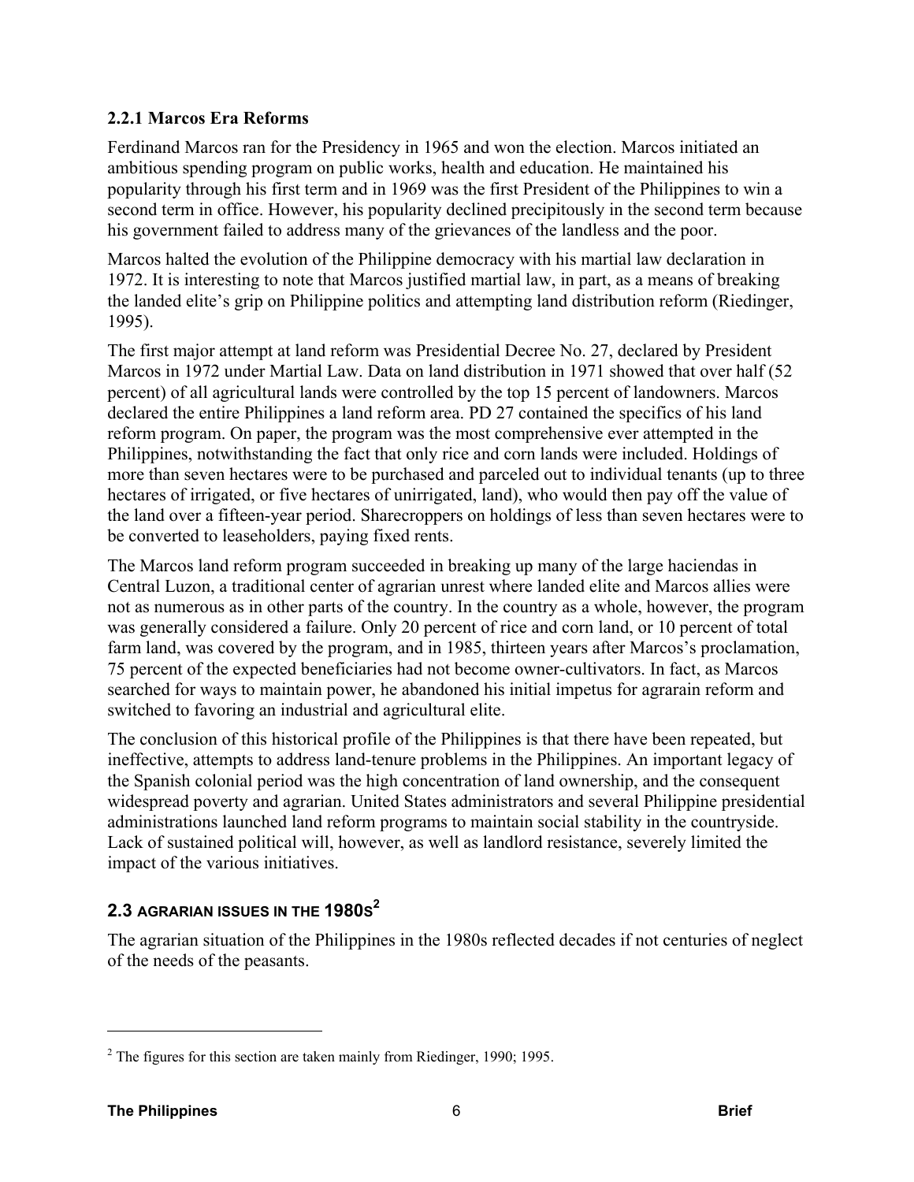### 2.2.1 Marcos Era Reforms

Ferdinand Marcos ran for the Presidency in 1965 and won the election. Marcos initiated an ambitious spending program on public works, health and education. He maintained his popularity through his first term and in 1969 was the first President of the Philippines to win a second term in office. However, his popularity declined precipitously in the second term because his government failed to address many of the grievances of the landless and the poor.

Marcos halted the evolution of the Philippine democracy with his martial law declaration in 1972. It is interesting to note that Marcos justified martial law, in part, as a means of breaking the landed elite's grip on Philippine politics and attempting land distribution reform (Riedinger, 1995).

The first major attempt at land reform was Presidential Decree No. 27, declared by President Marcos in 1972 under Martial Law. Data on land distribution in 1971 showed that over half (52 percent) of all agricultural lands were controlled by the top 15 percent of landowners. Marcos declared the entire Philippines a land reform area. PD 27 contained the specifics of his land reform program. On paper, the program was the most comprehensive ever attempted in the Philippines, notwithstanding the fact that only rice and corn lands were included. Holdings of more than seven hectares were to be purchased and parceled out to individual tenants (up to three hectares of irrigated, or five hectares of unirrigated, land), who would then pay off the value of the land over a fifteen-year period. Sharecroppers on holdings of less than seven hectares were to be converted to leaseholders, paying fixed rents.

The Marcos land reform program succeeded in breaking up many of the large haciendas in Central Luzon, a traditional center of agrarian unrest where landed elite and Marcos allies were not as numerous as in other parts of the country. In the country as a whole, however, the program was generally considered a failure. Only 20 percent of rice and corn land, or 10 percent of total farm land, was covered by the program, and in 1985, thirteen years after Marcos's proclamation, 75 percent of the expected beneficiaries had not become owner-cultivators. In fact, as Marcos searched for ways to maintain power, he abandoned his initial impetus for agrarain reform and switched to favoring an industrial and agricultural elite.

The conclusion of this historical profile of the Philippines is that there have been repeated, but ineffective, attempts to address land-tenure problems in the Philippines. An important legacy of the Spanish colonial period was the high concentration of land ownership, and the consequent widespread poverty and agrarian. United States administrators and several Philippine presidential administrations launched land reform programs to maintain social stability in the countryside. Lack of sustained political will, however, as well as landlord resistance, severely limited the impact of the various initiatives.

## 2.3 AGRARIAN ISSUES IN THE 1980S[2]

The agrarian situation of the Philippines in the 1980s reflected decades if not centuries of neglect of the needs of the peasants.

[2] The figures for this section are taken mainly from Riedinger, 1990; 1995.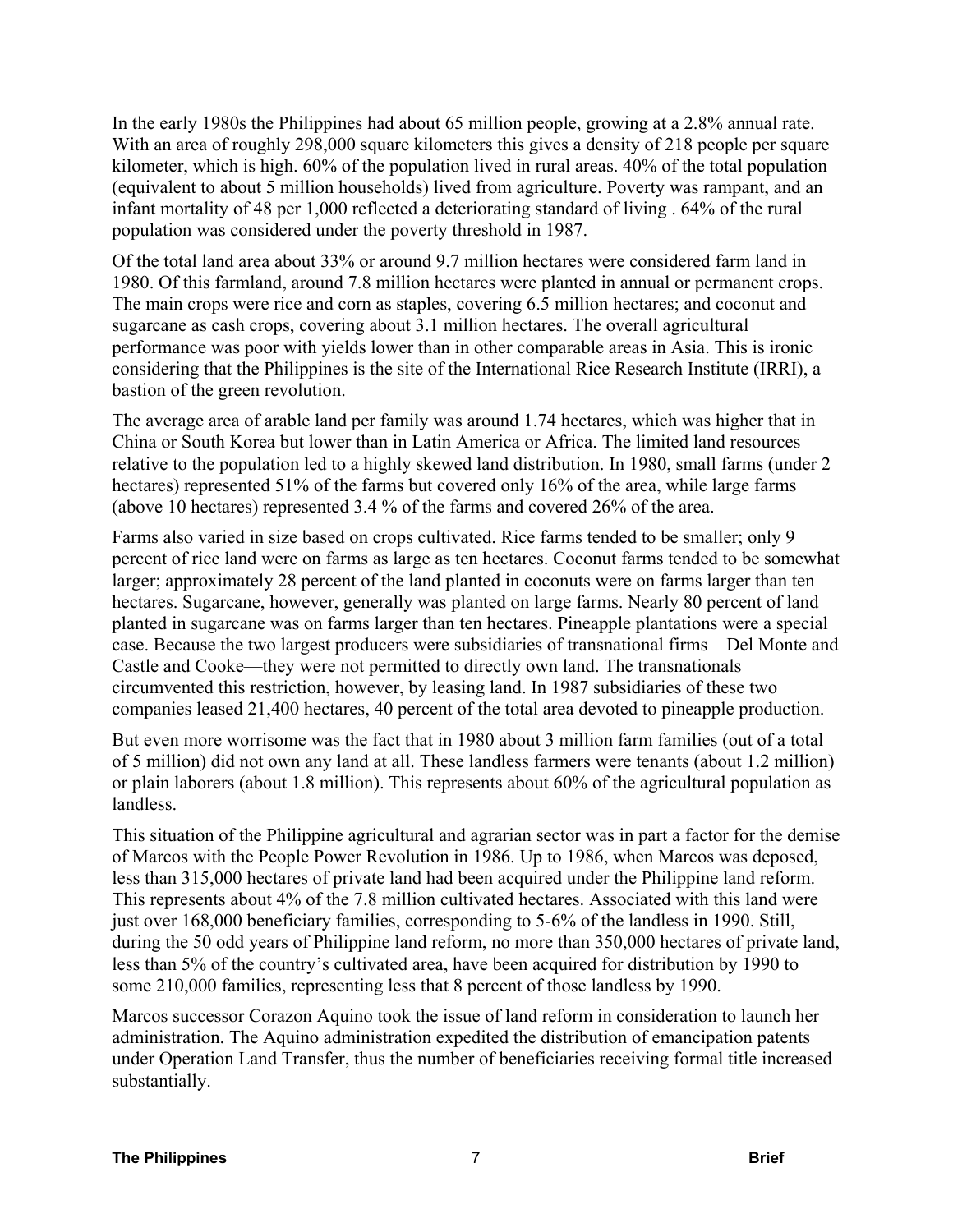In the early 1980s the Philippines had about 65 million people, growing at a 2.8% annual rate. With an area of roughly 298,000 square kilometers this gives a density of 218 people per square kilometer, which is high. 60% of the population lived in rural areas. 40% of the total population (equivalent to about 5 million households) lived from agriculture. Poverty was rampant, and an infant mortality of 48 per 1,000 reflected a deteriorating standard of living . 64% of the rural population was considered under the poverty threshold in 1987.

Of the total land area about 33% or around 9.7 million hectares were considered farm land in 1980. Of this farmland, around 7.8 million hectares were planted in annual or permanent crops. The main crops were rice and corn as staples, covering 6.5 million hectares; and coconut and sugarcane as cash crops, covering about 3.1 million hectares. The overall agricultural performance was poor with yields lower than in other comparable areas in Asia. This is ironic considering that the Philippines is the site of the International Rice Research Institute (IRRI), a bastion of the green revolution.

The average area of arable land per family was around 1.74 hectares, which was higher that in China or South Korea but lower than in Latin America or Africa. The limited land resources relative to the population led to a highly skewed land distribution. In 1980, small farms (under 2 hectares) represented 51% of the farms but covered only 16% of the area, while large farms (above 10 hectares) represented 3.4 % of the farms and covered 26% of the area.

Farms also varied in size based on crops cultivated. Rice farms tended to be smaller; only 9 percent of rice land were on farms as large as ten hectares. Coconut farms tended to be somewhat larger; approximately 28 percent of the land planted in coconuts were on farms larger than ten hectares. Sugarcane, however, generally was planted on large farms. Nearly 80 percent of land planted in sugarcane was on farms larger than ten hectares. Pineapple plantations were a special case. Because the two largest producers were subsidiaries of transnational firms—Del Monte and Castle and Cooke—they were not permitted to directly own land. The transnationals circumvented this restriction, however, by leasing land. In 1987 subsidiaries of these two companies leased 21,400 hectares, 40 percent of the total area devoted to pineapple production.

But even more worrisome was the fact that in 1980 about 3 million farm families (out of a total of 5 million) did not own any land at all. These landless farmers were tenants (about 1.2 million) or plain laborers (about 1.8 million). This represents about 60% of the agricultural population as landless.

This situation of the Philippine agricultural and agrarian sector was in part a factor for the demise of Marcos with the People Power Revolution in 1986. Up to 1986, when Marcos was deposed, less than 315,000 hectares of private land had been acquired under the Philippine land reform. This represents about 4% of the 7.8 million cultivated hectares. Associated with this land were just over 168,000 beneficiary families, corresponding to 5-6% of the landless in 1990. Still, during the 50 odd years of Philippine land reform, no more than 350,000 hectares of private land, less than 5% of the country's cultivated area, have been acquired for distribution by 1990 to some 210,000 families, representing less that 8 percent of those landless by 1990.

Marcos successor Corazon Aquino took the issue of land reform in consideration to launch her administration. The Aquino administration expedited the distribution of emancipation patents under Operation Land Transfer, thus the number of beneficiaries receiving formal title increased substantially.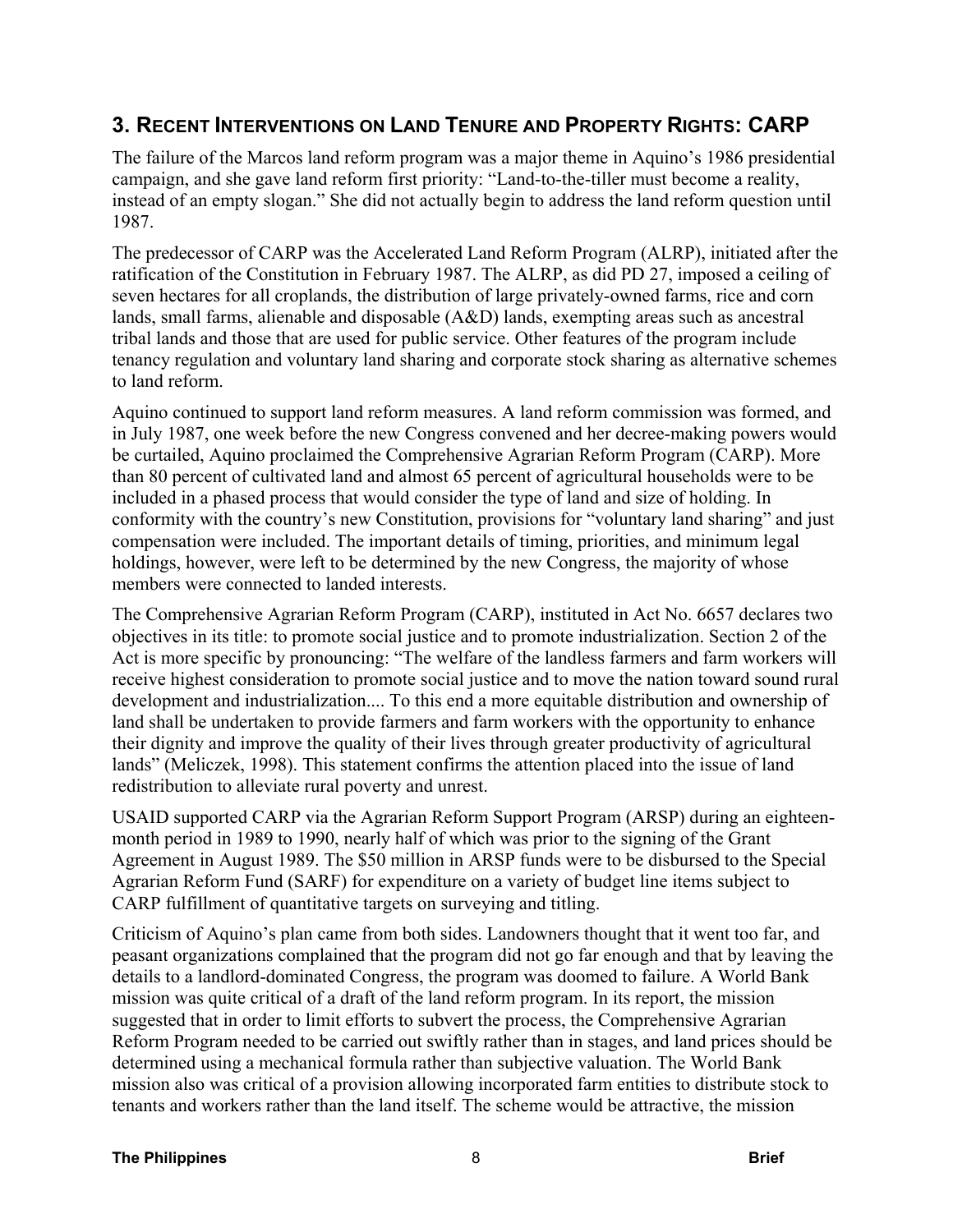## 3. Recent Interventions on Land Tenure and Property Rights: CARP

The failure of the Marcos land reform program was a major theme in Aquino's 1986 presidential campaign, and she gave land reform first priority: "Land-to-the-tiller must become a reality, instead of an empty slogan." She did not actually begin to address the land reform question until 1987.

The predecessor of CARP was the Accelerated Land Reform Program (ALRP), initiated after the ratification of the Constitution in February 1987. The ALRP, as did PD 27, imposed a ceiling of seven hectares for all croplands, the distribution of large privately-owned farms, rice and corn lands, small farms, alienable and disposable (A&D) lands, exempting areas such as ancestral tribal lands and those that are used for public service. Other features of the program include tenancy regulation and voluntary land sharing and corporate stock sharing as alternative schemes to land reform.

Aquino continued to support land reform measures. A land reform commission was formed, and in July 1987, one week before the new Congress convened and her decree-making powers would be curtailed, Aquino proclaimed the Comprehensive Agrarian Reform Program (CARP). More than 80 percent of cultivated land and almost 65 percent of agricultural households were to be included in a phased process that would consider the type of land and size of holding. In conformity with the country's new Constitution, provisions for "voluntary land sharing" and just compensation were included. The important details of timing, priorities, and minimum legal holdings, however, were left to be determined by the new Congress, the majority of whose members were connected to landed interests.

The Comprehensive Agrarian Reform Program (CARP), instituted in Act No. 6657 declares two objectives in its title: to promote social justice and to promote industrialization. Section 2 of the Act is more specific by pronouncing: "The welfare of the landless farmers and farm workers will receive highest consideration to promote social justice and to move the nation toward sound rural development and industrialization.... To this end a more equitable distribution and ownership of land shall be undertaken to provide farmers and farm workers with the opportunity to enhance their dignity and improve the quality of their lives through greater productivity of agricultural lands" (Meliczek, 1998). This statement confirms the attention placed into the issue of land redistribution to alleviate rural poverty and unrest.

USAID supported CARP via the Agrarian Reform Support Program (ARSP) during an eighteen-month period in 1989 to 1990, nearly half of which was prior to the signing of the Grant Agreement in August 1989. The $50 million in ARSP funds were to be disbursed to the Special Agrarian Reform Fund (SARF) for expenditure on a variety of budget line items subject to CARP fulfillment of quantitative targets on surveying and titling.

Criticism of Aquino's plan came from both sides. Landowners thought that it went too far, and peasant organizations complained that the program did not go far enough and that by leaving the details to a landlord-dominated Congress, the program was doomed to failure. A World Bank mission was quite critical of a draft of the land reform program. In its report, the mission suggested that in order to limit efforts to subvert the process, the Comprehensive Agrarian Reform Program needed to be carried out swiftly rather than in stages, and land prices should be determined using a mechanical formula rather than subjective valuation. The World Bank mission also was critical of a provision allowing incorporated farm entities to distribute stock to tenants and workers rather than the land itself. The scheme would be attractive, the mission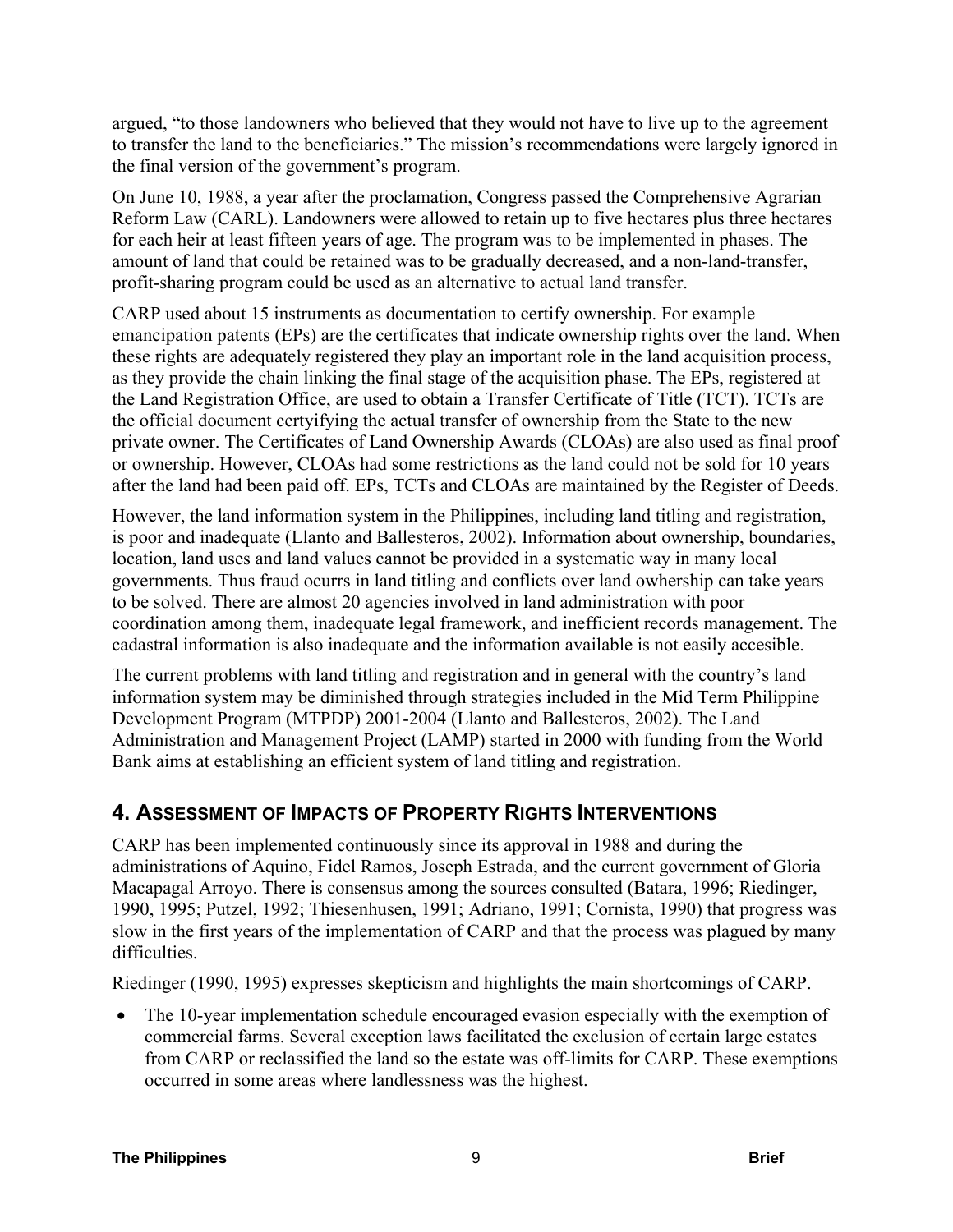argued, "to those landowners who believed that they would not have to live up to the agreement to transfer the land to the beneficiaries." The mission's recommendations were largely ignored in the final version of the government's program.

On June 10, 1988, a year after the proclamation, Congress passed the Comprehensive Agrarian Reform Law (CARL). Landowners were allowed to retain up to five hectares plus three hectares for each heir at least fifteen years of age. The program was to be implemented in phases. The amount of land that could be retained was to be gradually decreased, and a non-land-transfer, profit-sharing program could be used as an alternative to actual land transfer.

CARP used about 15 instruments as documentation to certify ownership. For example emancipation patents (EPs) are the certificates that indicate ownership rights over the land. When these rights are adequately registered they play an important role in the land acquisition process, as they provide the chain linking the final stage of the acquisition phase. The EPs, registered at the Land Registration Office, are used to obtain a Transfer Certificate of Title (TCT). TCTs are the official document certyifying the actual transfer of ownership from the State to the new private owner. The Certificates of Land Ownership Awards (CLOAs) are also used as final proof or ownership. However, CLOAs had some restrictions as the land could not be sold for 10 years after the land had been paid off. EPs, TCTs and CLOAs are maintained by the Register of Deeds.

However, the land information system in the Philippines, including land titling and registration, is poor and inadequate (Llanto and Ballesteros, 2002). Information about ownership, boundaries, location, land uses and land values cannot be provided in a systematic way in many local governments. Thus fraud ocurrs in land titling and conflicts over land owhership can take years to be solved. There are almost 20 agencies involved in land administration with poor coordination among them, inadequate legal framework, and inefficient records management. The cadastral information is also inadequate and the information available is not easily accesible.

The current problems with land titling and registration and in general with the country's land information system may be diminished through strategies included in the Mid Term Philippine Development Program (MTPDP) 2001-2004 (Llanto and Ballesteros, 2002). The Land Administration and Management Project (LAMP) started in 2000 with funding from the World Bank aims at establishing an efficient system of land titling and registration.

## 4. Assessment of Impacts of Property Rights Interventions

CARP has been implemented continuously since its approval in 1988 and during the administrations of Aquino, Fidel Ramos, Joseph Estrada, and the current government of Gloria Macapagal Arroyo. There is consensus among the sources consulted (Batara, 1996; Riedinger, 1990, 1995; Putzel, 1992; Thiesenhusen, 1991; Adriano, 1991; Cornista, 1990) that progress was slow in the first years of the implementation of CARP and that the process was plagued by many difficulties.

Riedinger (1990, 1995) expresses skepticism and highlights the main shortcomings of CARP.

- The 10-year implementation schedule encouraged evasion especially with the exemption of commercial farms. Several exception laws facilitated the exclusion of certain large estates from CARP or reclassified the land so the estate was off-limits for CARP. These exemptions occurred in some areas where landlessness was the highest.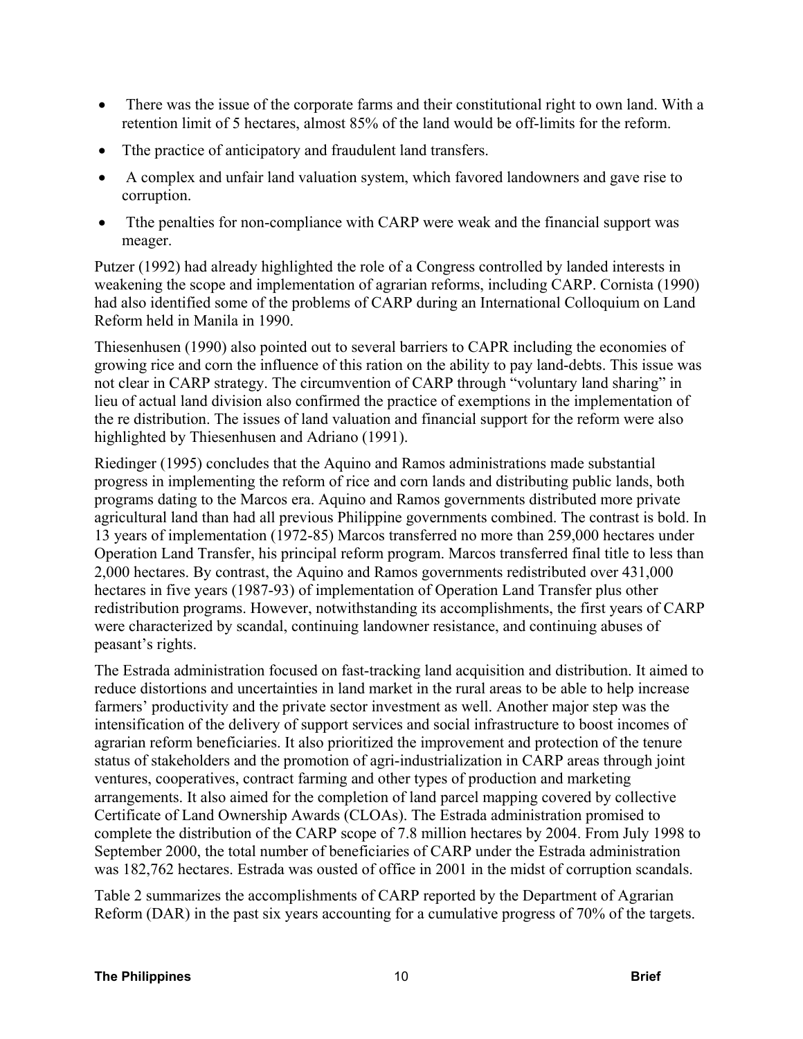- There was the issue of the corporate farms and their constitutional right to own land. With a retention limit of 5 hectares, almost 85% of the land would be off-limits for the reform.
- Tthe practice of anticipatory and fraudulent land transfers.
- A complex and unfair land valuation system, which favored landowners and gave rise to corruption.
- Tthe penalties for non-compliance with CARP were weak and the financial support was meager.

Putzer (1992) had already highlighted the role of a Congress controlled by landed interests in weakening the scope and implementation of agrarian reforms, including CARP. Cornista (1990) had also identified some of the problems of CARP during an International Colloquium on Land Reform held in Manila in 1990.

Thiesenhusen (1990) also pointed out to several barriers to CAPR including the economies of growing rice and corn the influence of this ration on the ability to pay land-debts. This issue was not clear in CARP strategy. The circumvention of CARP through "voluntary land sharing" in lieu of actual land division also confirmed the practice of exemptions in the implementation of the re distribution. The issues of land valuation and financial support for the reform were also highlighted by Thiesenhusen and Adriano (1991).

Riedinger (1995) concludes that the Aquino and Ramos administrations made substantial progress in implementing the reform of rice and corn lands and distributing public lands, both programs dating to the Marcos era. Aquino and Ramos governments distributed more private agricultural land than had all previous Philippine governments combined. The contrast is bold. In 13 years of implementation (1972-85) Marcos transferred no more than 259,000 hectares under Operation Land Transfer, his principal reform program. Marcos transferred final title to less than 2,000 hectares. By contrast, the Aquino and Ramos governments redistributed over 431,000 hectares in five years (1987-93) of implementation of Operation Land Transfer plus other redistribution programs. However, notwithstanding its accomplishments, the first years of CARP were characterized by scandal, continuing landowner resistance, and continuing abuses of peasant's rights.

The Estrada administration focused on fast-tracking land acquisition and distribution. It aimed to reduce distortions and uncertainties in land market in the rural areas to be able to help increase farmers' productivity and the private sector investment as well. Another major step was the intensification of the delivery of support services and social infrastructure to boost incomes of agrarian reform beneficiaries. It also prioritized the improvement and protection of the tenure status of stakeholders and the promotion of agri-industrialization in CARP areas through joint ventures, cooperatives, contract farming and other types of production and marketing arrangements. It also aimed for the completion of land parcel mapping covered by collective Certificate of Land Ownership Awards (CLOAs). The Estrada administration promised to complete the distribution of the CARP scope of 7.8 million hectares by 2004. From July 1998 to September 2000, the total number of beneficiaries of CARP under the Estrada administration was 182,762 hectares. Estrada was ousted of office in 2001 in the midst of corruption scandals.

Table 2 summarizes the accomplishments of CARP reported by the Department of Agrarian Reform (DAR) in the past six years accounting for a cumulative progress of 70% of the targets.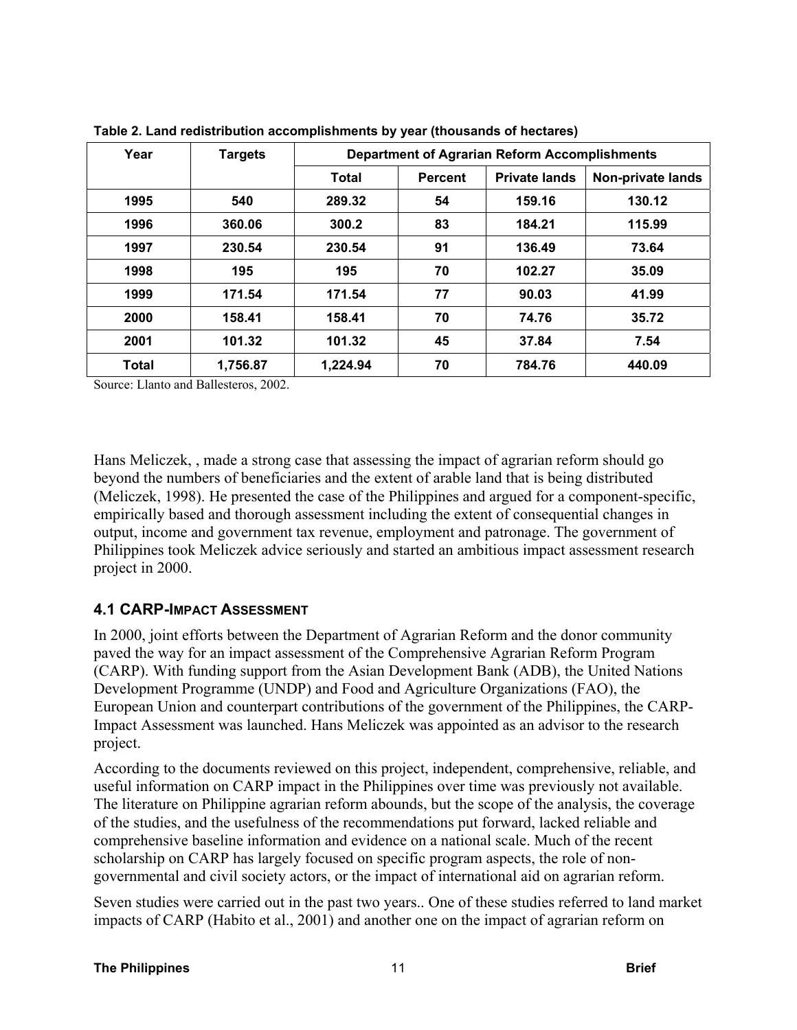**Table 2. Land redistribution accomplishments by year (thousands of hectares)**

| Year | Targets | Department of Agrarian Reform Accomplishments | | | |
|---|---|---|---|---|---|
| | | Total | Percent | Private lands | Non-private lands |
| 1995 | 540 | 289.32 | 54 | 159.16 | 130.12 |
| 1996 | 360.06 | 300.2 | 83 | 184.21 | 115.99 |
| 1997 | 230.54 | 230.54 | 91 | 136.49 | 73.64 |
| 1998 | 195 | 195 | 70 | 102.27 | 35.09 |
| 1999 | 171.54 | 171.54 | 77 | 90.03 | 41.99 |
| 2000 | 158.41 | 158.41 | 70 | 74.76 | 35.72 |
| 2001 | 101.32 | 101.32 | 45 | 37.84 | 7.54 |
| Total | 1,756.87 | 1,224.94 | 70 | 784.76 | 440.09 |

Source: Llanto and Ballesteros, 2002.

Hans Meliczek, , made a strong case that assessing the impact of agrarian reform should go beyond the numbers of beneficiaries and the extent of arable land that is being distributed (Meliczek, 1998). He presented the case of the Philippines and argued for a component-specific, empirically based and thorough assessment including the extent of consequential changes in output, income and government tax revenue, employment and patronage. The government of Philippines took Meliczek advice seriously and started an ambitious impact assessment research project in 2000.

### 4.1 CARP-Impact Assessment

In 2000, joint efforts between the Department of Agrarian Reform and the donor community paved the way for an impact assessment of the Comprehensive Agrarian Reform Program (CARP). With funding support from the Asian Development Bank (ADB), the United Nations Development Programme (UNDP) and Food and Agriculture Organizations (FAO), the European Union and counterpart contributions of the government of the Philippines, the CARP-Impact Assessment was launched. Hans Meliczek was appointed as an advisor to the research project.

According to the documents reviewed on this project, independent, comprehensive, reliable, and useful information on CARP impact in the Philippines over time was previously not available. The literature on Philippine agrarian reform abounds, but the scope of the analysis, the coverage of the studies, and the usefulness of the recommendations put forward, lacked reliable and comprehensive baseline information and evidence on a national scale. Much of the recent scholarship on CARP has largely focused on specific program aspects, the role of non-governmental and civil society actors, or the impact of international aid on agrarian reform.

Seven studies were carried out in the past two years.. One of these studies referred to land market impacts of CARP (Habito et al., 2001) and another one on the impact of agrarian reform on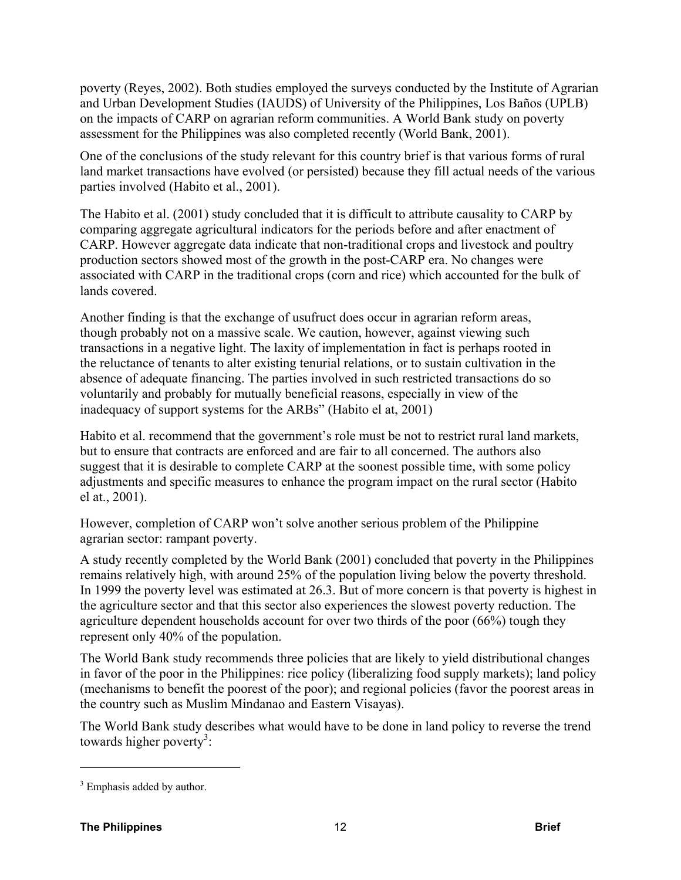poverty (Reyes, 2002). Both studies employed the surveys conducted by the Institute of Agrarian and Urban Development Studies (IAUDS) of University of the Philippines, Los Baños (UPLB) on the impacts of CARP on agrarian reform communities. A World Bank study on poverty assessment for the Philippines was also completed recently (World Bank, 2001).

One of the conclusions of the study relevant for this country brief is that various forms of rural land market transactions have evolved (or persisted) because they fill actual needs of the various parties involved (Habito et al., 2001).

The Habito et al. (2001) study concluded that it is difficult to attribute causality to CARP by comparing aggregate agricultural indicators for the periods before and after enactment of CARP. However aggregate data indicate that non-traditional crops and livestock and poultry production sectors showed most of the growth in the post-CARP era. No changes were associated with CARP in the traditional crops (corn and rice) which accounted for the bulk of lands covered.

Another finding is that the exchange of usufruct does occur in agrarian reform areas, though probably not on a massive scale. We caution, however, against viewing such transactions in a negative light. The laxity of implementation in fact is perhaps rooted in the reluctance of tenants to alter existing tenurial relations, or to sustain cultivation in the absence of adequate financing. The parties involved in such restricted transactions do so voluntarily and probably for mutually beneficial reasons, especially in view of the inadequacy of support systems for the ARBs" (Habito el at, 2001)

Habito et al. recommend that the government's role must be not to restrict rural land markets, but to ensure that contracts are enforced and are fair to all concerned. The authors also suggest that it is desirable to complete CARP at the soonest possible time, with some policy adjustments and specific measures to enhance the program impact on the rural sector (Habito el at., 2001).

However, completion of CARP won't solve another serious problem of the Philippine agrarian sector: rampant poverty.

A study recently completed by the World Bank (2001) concluded that poverty in the Philippines remains relatively high, with around 25% of the population living below the poverty threshold. In 1999 the poverty level was estimated at 26.3. But of more concern is that poverty is highest in the agriculture sector and that this sector also experiences the slowest poverty reduction. The agriculture dependent households account for over two thirds of the poor (66%) tough they represent only 40% of the population.

The World Bank study recommends three policies that are likely to yield distributional changes in favor of the poor in the Philippines: rice policy (liberalizing food supply markets); land policy (mechanisms to benefit the poorest of the poor); and regional policies (favor the poorest areas in the country such as Muslim Mindanao and Eastern Visayas).

The World Bank study describes what would have to be done in land policy to reverse the trend towards higher poverty[3]:

[3] Emphasis added by author.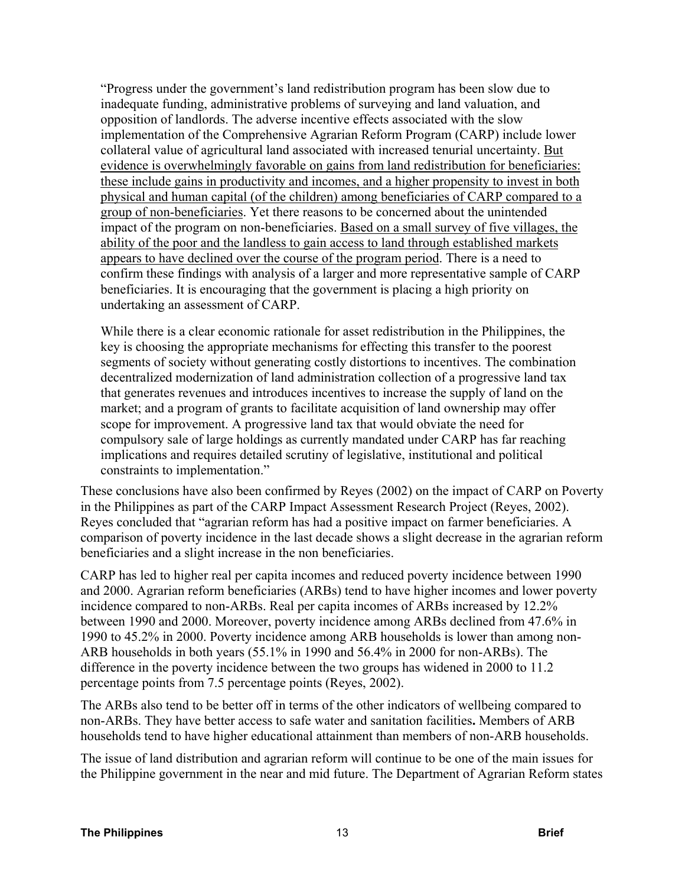> "Progress under the government's land redistribution program has been slow due to inadequate funding, administrative problems of surveying and land valuation, and opposition of landlords. The adverse incentive effects associated with the slow implementation of the Comprehensive Agrarian Reform Program (CARP) include lower collateral value of agricultural land associated with increased tenurial uncertainty. <u>But evidence is overwhelmingly favorable on gains from land redistribution for beneficiaries: these include gains in productivity and incomes, and a higher propensity to invest in both physical and human capital (of the children) among beneficiaries of CARP compared to a group of non-beneficiaries</u>. Yet there reasons to be concerned about the unintended impact of the program on non-beneficiaries. <u>Based on a small survey of five villages, the ability of the poor and the landless to gain access to land through established markets appears to have declined over the course of the program period</u>. There is a need to confirm these findings with analysis of a larger and more representative sample of CARP beneficiaries. It is encouraging that the government is placing a high priority on undertaking an assessment of CARP.
>
> While there is a clear economic rationale for asset redistribution in the Philippines, the key is choosing the appropriate mechanisms for effecting this transfer to the poorest segments of society without generating costly distortions to incentives. The combination decentralized modernization of land administration collection of a progressive land tax that generates revenues and introduces incentives to increase the supply of land on the market; and a program of grants to facilitate acquisition of land ownership may offer scope for improvement. A progressive land tax that would obviate the need for compulsory sale of large holdings as currently mandated under CARP has far reaching implications and requires detailed scrutiny of legislative, institutional and political constraints to implementation."

These conclusions have also been confirmed by Reyes (2002) on the impact of CARP on Poverty in the Philippines as part of the CARP Impact Assessment Research Project (Reyes, 2002). Reyes concluded that "agrarian reform has had a positive impact on farmer beneficiaries. A comparison of poverty incidence in the last decade shows a slight decrease in the agrarian reform beneficiaries and a slight increase in the non beneficiaries.

CARP has led to higher real per capita incomes and reduced poverty incidence between 1990 and 2000. Agrarian reform beneficiaries (ARBs) tend to have higher incomes and lower poverty incidence compared to non-ARBs. Real per capita incomes of ARBs increased by 12.2% between 1990 and 2000. Moreover, poverty incidence among ARBs declined from 47.6% in 1990 to 45.2% in 2000. Poverty incidence among ARB households is lower than among non-ARB households in both years (55.1% in 1990 and 56.4% in 2000 for non-ARBs). The difference in the poverty incidence between the two groups has widened in 2000 to 11.2 percentage points from 7.5 percentage points (Reyes, 2002).

The ARBs also tend to be better off in terms of the other indicators of wellbeing compared to non-ARBs. They have better access to safe water and sanitation facilities**.** Members of ARB households tend to have higher educational attainment than members of non-ARB households.

The issue of land distribution and agrarian reform will continue to be one of the main issues for the Philippine government in the near and mid future. The Department of Agrarian Reform states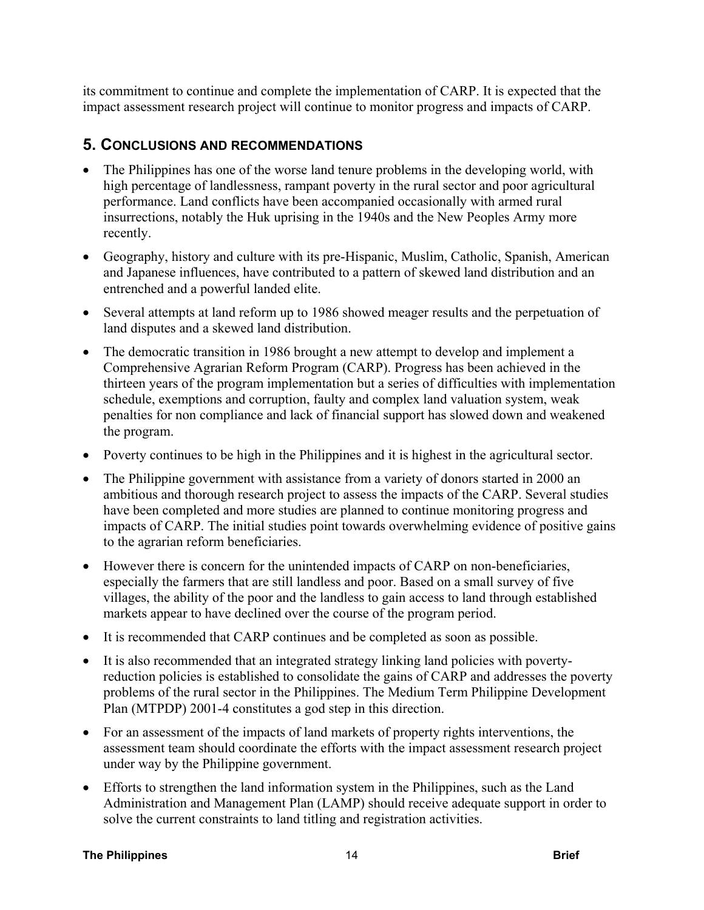its commitment to continue and complete the implementation of CARP. It is expected that the impact assessment research project will continue to monitor progress and impacts of CARP.

## 5. Conclusions and Recommendations

- The Philippines has one of the worse land tenure problems in the developing world, with high percentage of landlessness, rampant poverty in the rural sector and poor agricultural performance. Land conflicts have been accompanied occasionally with armed rural insurrections, notably the Huk uprising in the 1940s and the New Peoples Army more recently.
- Geography, history and culture with its pre-Hispanic, Muslim, Catholic, Spanish, American and Japanese influences, have contributed to a pattern of skewed land distribution and an entrenched and a powerful landed elite.
- Several attempts at land reform up to 1986 showed meager results and the perpetuation of land disputes and a skewed land distribution.
- The democratic transition in 1986 brought a new attempt to develop and implement a Comprehensive Agrarian Reform Program (CARP). Progress has been achieved in the thirteen years of the program implementation but a series of difficulties with implementation schedule, exemptions and corruption, faulty and complex land valuation system, weak penalties for non compliance and lack of financial support has slowed down and weakened the program.
- Poverty continues to be high in the Philippines and it is highest in the agricultural sector.
- The Philippine government with assistance from a variety of donors started in 2000 an ambitious and thorough research project to assess the impacts of the CARP. Several studies have been completed and more studies are planned to continue monitoring progress and impacts of CARP. The initial studies point towards overwhelming evidence of positive gains to the agrarian reform beneficiaries.
- However there is concern for the unintended impacts of CARP on non-beneficiaries, especially the farmers that are still landless and poor. Based on a small survey of five villages, the ability of the poor and the landless to gain access to land through established markets appear to have declined over the course of the program period.
- It is recommended that CARP continues and be completed as soon as possible.
- It is also recommended that an integrated strategy linking land policies with poverty-reduction policies is established to consolidate the gains of CARP and addresses the poverty problems of the rural sector in the Philippines. The Medium Term Philippine Development Plan (MTPDP) 2001-4 constitutes a god step in this direction.
- For an assessment of the impacts of land markets of property rights interventions, the assessment team should coordinate the efforts with the impact assessment research project under way by the Philippine government.
- Efforts to strengthen the land information system in the Philippines, such as the Land Administration and Management Plan (LAMP) should receive adequate support in order to solve the current constraints to land titling and registration activities.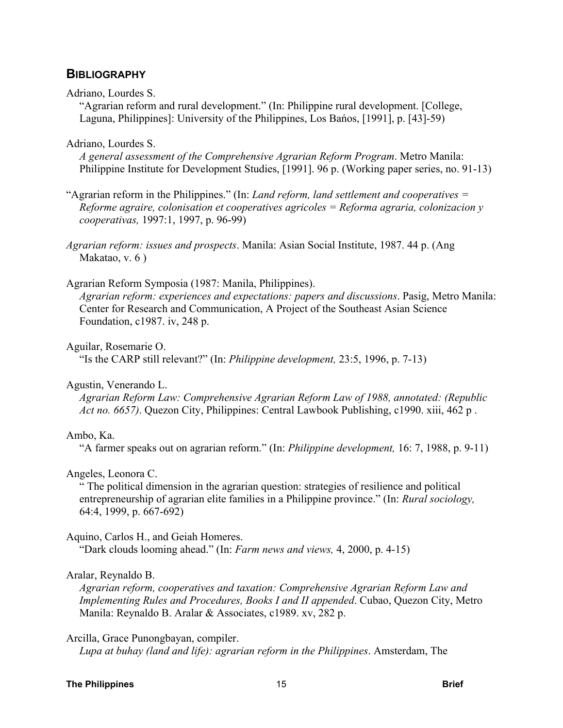## Bibliography

Adriano, Lourdes S.
"Agrarian reform and rural development." (In: Philippine rural development. [College, Laguna, Philippines]: University of the Philippines, Los Bańos, [1991], p. [43]-59)

Adriano, Lourdes S.
*A general assessment of the Comprehensive Agrarian Reform Program*. Metro Manila: Philippine Institute for Development Studies, [1991]. 96 p. (Working paper series, no. 91-13)

"Agrarian reform in the Philippines." (In: *Land reform, land settlement and cooperatives = Reforme agraire, colonisation et cooperatives agricoles = Reforma agraria, colonizacion y cooperativas,* 1997:1, 1997, p. 96-99)

*Agrarian reform: issues and prospects*. Manila: Asian Social Institute, 1987. 44 p. (Ang Makatao, v. 6 )

Agrarian Reform Symposia (1987: Manila, Philippines).
*Agrarian reform: experiences and expectations: papers and discussions*. Pasig, Metro Manila: Center for Research and Communication, A Project of the Southeast Asian Science Foundation, c1987. iv, 248 p.

Aguilar, Rosemarie O.
"Is the CARP still relevant?" (In: *Philippine development,* 23:5, 1996, p. 7-13)

Agustin, Venerando L.
*Agrarian Reform Law: Comprehensive Agrarian Reform Law of 1988, annotated: (Republic Act no. 6657)*. Quezon City, Philippines: Central Lawbook Publishing, c1990. xiii, 462 p .

Ambo, Ka.
"A farmer speaks out on agrarian reform." (In: *Philippine development,* 16: 7, 1988, p. 9-11)

Angeles, Leonora C.
" The political dimension in the agrarian question: strategies of resilience and political entrepreneurship of agrarian elite families in a Philippine province." (In: *Rural sociology,* 64:4, 1999, p. 667-692)

Aquino, Carlos H., and Geiah Homeres.
"Dark clouds looming ahead." (In: *Farm news and views,* 4, 2000, p. 4-15)

Aralar, Reynaldo B.
*Agrarian reform, cooperatives and taxation: Comprehensive Agrarian Reform Law and Implementing Rules and Procedures, Books I and II appended*. Cubao, Quezon City, Metro Manila: Reynaldo B. Aralar & Associates, c1989. xv, 282 p.

Arcilla, Grace Punongbayan, compiler.
*Lupa at buhay (land and life): agrarian reform in the Philippines*. Amsterdam, The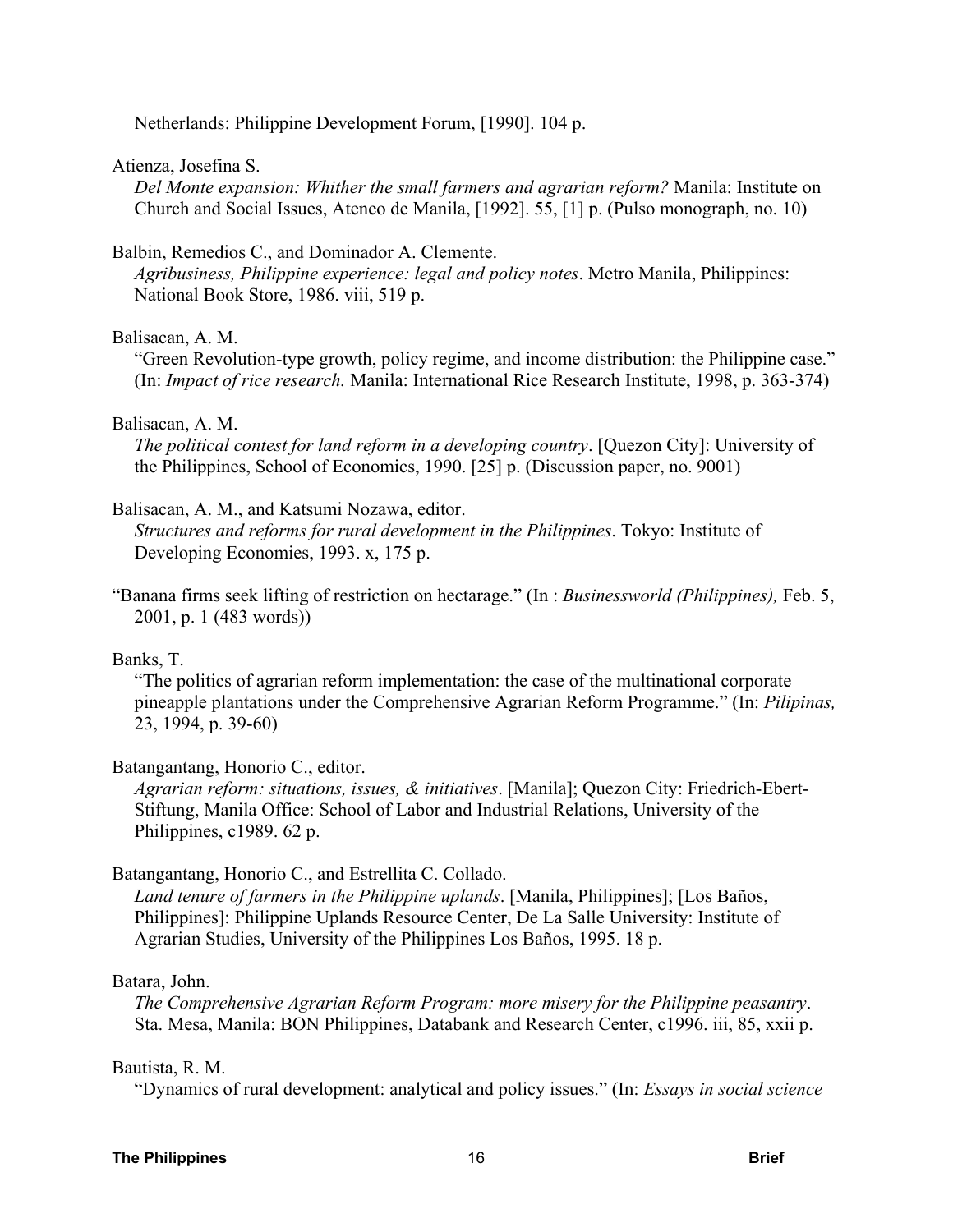Netherlands: Philippine Development Forum, [1990]. 104 p.

Atienza, Josefina S.
*Del Monte expansion: Whither the small farmers and agrarian reform?* Manila: Institute on Church and Social Issues, Ateneo de Manila, [1992]. 55, [1] p. (Pulso monograph, no. 10)

Balbin, Remedios C., and Dominador A. Clemente.
*Agribusiness, Philippine experience: legal and policy notes*. Metro Manila, Philippines: National Book Store, 1986. viii, 519 p.

Balisacan, A. M.
"Green Revolution-type growth, policy regime, and income distribution: the Philippine case." (In: *Impact of rice research.* Manila: International Rice Research Institute, 1998, p. 363-374)

Balisacan, A. M.
*The political contest for land reform in a developing country*. [Quezon City]: University of the Philippines, School of Economics, 1990. [25] p. (Discussion paper, no. 9001)

Balisacan, A. M., and Katsumi Nozawa, editor.
*Structures and reforms for rural development in the Philippines*. Tokyo: Institute of Developing Economies, 1993. x, 175 p.

"Banana firms seek lifting of restriction on hectarage." (In : *Businessworld (Philippines),* Feb. 5, 2001, p. 1 (483 words))

Banks, T.
"The politics of agrarian reform implementation: the case of the multinational corporate pineapple plantations under the Comprehensive Agrarian Reform Programme." (In: *Pilipinas,* 23, 1994, p. 39-60)

Batangantang, Honorio C., editor.
*Agrarian reform: situations, issues, & initiatives*. [Manila]; Quezon City: Friedrich-Ebert-Stiftung, Manila Office: School of Labor and Industrial Relations, University of the Philippines, c1989. 62 p.

Batangantang, Honorio C., and Estrellita C. Collado.
*Land tenure of farmers in the Philippine uplands*. [Manila, Philippines]; [Los Baños, Philippines]: Philippine Uplands Resource Center, De La Salle University: Institute of Agrarian Studies, University of the Philippines Los Baños, 1995. 18 p.

Batara, John.
*The Comprehensive Agrarian Reform Program: more misery for the Philippine peasantry*. Sta. Mesa, Manila: BON Philippines, Databank and Research Center, c1996. iii, 85, xxii p.

Bautista, R. M.
"Dynamics of rural development: analytical and policy issues." (In: *Essays in social science*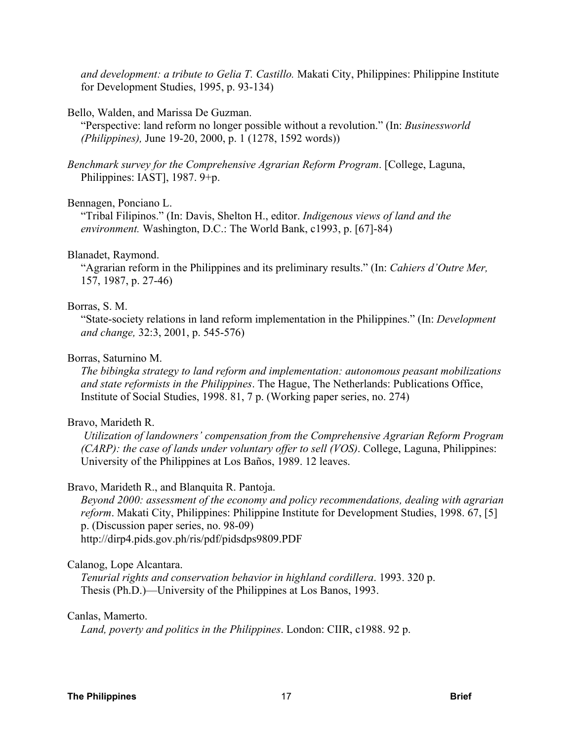*and development: a tribute to Gelia T. Castillo.* Makati City, Philippines: Philippine Institute for Development Studies, 1995, p. 93-134)

Bello, Walden, and Marissa De Guzman.
"Perspective: land reform no longer possible without a revolution." (In: *Businessworld (Philippines),* June 19-20, 2000, p. 1 (1278, 1592 words))

*Benchmark survey for the Comprehensive Agrarian Reform Program*. [College, Laguna, Philippines: IAST], 1987. 9+p.

Bennagen, Ponciano L.
"Tribal Filipinos." (In: Davis, Shelton H., editor. *Indigenous views of land and the environment.* Washington, D.C.: The World Bank, c1993, p. [67]-84)

Blanadet, Raymond.
"Agrarian reform in the Philippines and its preliminary results." (In: *Cahiers d'Outre Mer,* 157, 1987, p. 27-46)

Borras, S. M.
"State-society relations in land reform implementation in the Philippines." (In: *Development and change,* 32:3, 2001, p. 545-576)

Borras, Saturnino M.
*The bibingka strategy to land reform and implementation: autonomous peasant mobilizations and state reformists in the Philippines*. The Hague, The Netherlands: Publications Office, Institute of Social Studies, 1998. 81, 7 p. (Working paper series, no. 274)

Bravo, Marideth R.
*Utilization of landowners' compensation from the Comprehensive Agrarian Reform Program (CARP): the case of lands under voluntary offer to sell (VOS)*. College, Laguna, Philippines: University of the Philippines at Los Baños, 1989. 12 leaves.

Bravo, Marideth R., and Blanquita R. Pantoja.
*Beyond 2000: assessment of the economy and policy recommendations, dealing with agrarian reform*. Makati City, Philippines: Philippine Institute for Development Studies, 1998. 67, [5] p. (Discussion paper series, no. 98-09)
http://dirp4.pids.gov.ph/ris/pdf/pidsdps9809.PDF

Calanog, Lope Alcantara.
*Tenurial rights and conservation behavior in highland cordillera*. 1993. 320 p.
Thesis (Ph.D.)—University of the Philippines at Los Banos, 1993.

Canlas, Mamerto.
*Land, poverty and politics in the Philippines*. London: CIIR, c1988. 92 p.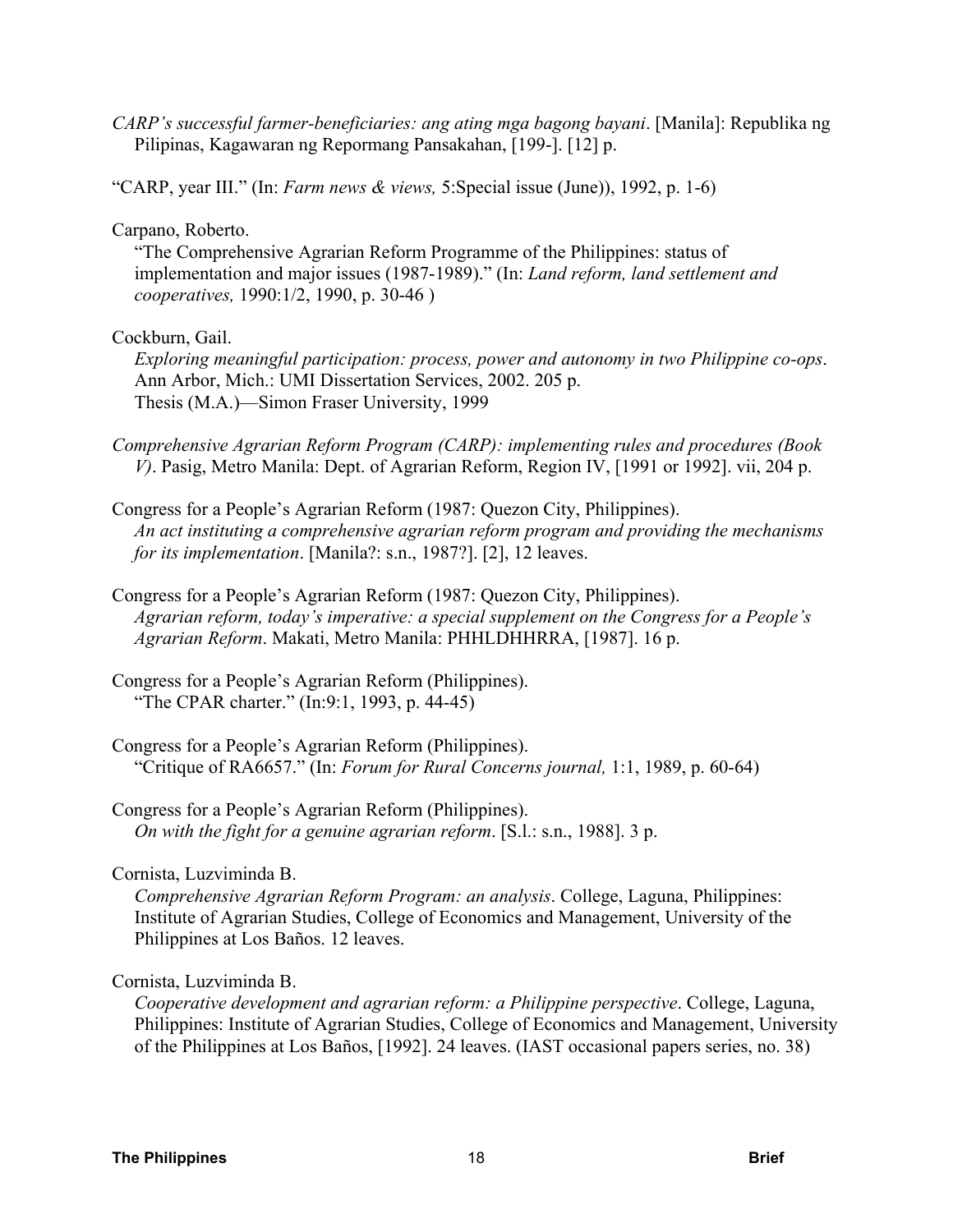*CARP's successful farmer-beneficiaries: ang ating mga bagong bayani*. [Manila]: Republika ng Pilipinas, Kagawaran ng Repormang Pansakahan, [199-]. [12] p.

"CARP, year III." (In: *Farm news & views,* 5:Special issue (June)), 1992, p. 1-6)

Carpano, Roberto.
"The Comprehensive Agrarian Reform Programme of the Philippines: status of implementation and major issues (1987-1989)." (In: *Land reform, land settlement and cooperatives,* 1990:1/2, 1990, p. 30-46 )

Cockburn, Gail.
*Exploring meaningful participation: process, power and autonomy in two Philippine co-ops*. Ann Arbor, Mich.: UMI Dissertation Services, 2002. 205 p.
Thesis (M.A.)—Simon Fraser University, 1999

*Comprehensive Agrarian Reform Program (CARP): implementing rules and procedures (Book V)*. Pasig, Metro Manila: Dept. of Agrarian Reform, Region IV, [1991 or 1992]. vii, 204 p.

Congress for a People's Agrarian Reform (1987: Quezon City, Philippines).
*An act instituting a comprehensive agrarian reform program and providing the mechanisms for its implementation*. [Manila?: s.n., 1987?]. [2], 12 leaves.

Congress for a People's Agrarian Reform (1987: Quezon City, Philippines).
*Agrarian reform, today's imperative: a special supplement on the Congress for a People's Agrarian Reform*. Makati, Metro Manila: PHHLDHHRRA, [1987]. 16 p.

Congress for a People's Agrarian Reform (Philippines).
"The CPAR charter." (In:9:1, 1993, p. 44-45)

Congress for a People's Agrarian Reform (Philippines).
"Critique of RA6657." (In: *Forum for Rural Concerns journal,* 1:1, 1989, p. 60-64)

Congress for a People's Agrarian Reform (Philippines).
*On with the fight for a genuine agrarian reform*. [S.l.: s.n., 1988]. 3 p.

Cornista, Luzviminda B.
*Comprehensive Agrarian Reform Program: an analysis*. College, Laguna, Philippines: Institute of Agrarian Studies, College of Economics and Management, University of the Philippines at Los Baños. 12 leaves.

Cornista, Luzviminda B.
*Cooperative development and agrarian reform: a Philippine perspective*. College, Laguna, Philippines: Institute of Agrarian Studies, College of Economics and Management, University of the Philippines at Los Baños, [1992]. 24 leaves. (IAST occasional papers series, no. 38)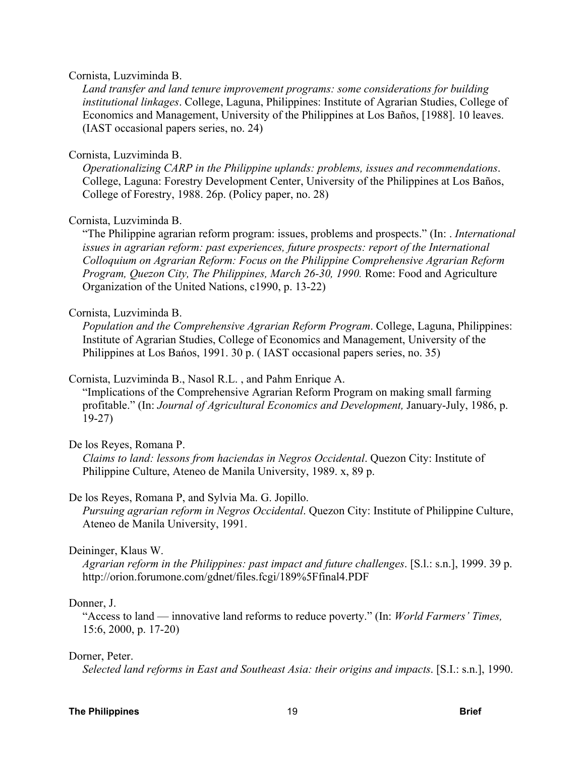Cornista, Luzviminda B.
*Land transfer and land tenure improvement programs: some considerations for building institutional linkages*. College, Laguna, Philippines: Institute of Agrarian Studies, College of Economics and Management, University of the Philippines at Los Baños, [1988]. 10 leaves. (IAST occasional papers series, no. 24)

Cornista, Luzviminda B.
*Operationalizing CARP in the Philippine uplands: problems, issues and recommendations*. College, Laguna: Forestry Development Center, University of the Philippines at Los Baños, College of Forestry, 1988. 26p. (Policy paper, no. 28)

Cornista, Luzviminda B.
"The Philippine agrarian reform program: issues, problems and prospects." (In: . *International issues in agrarian reform: past experiences, future prospects: report of the International Colloquium on Agrarian Reform: Focus on the Philippine Comprehensive Agrarian Reform Program, Quezon City, The Philippines, March 26-30, 1990.* Rome: Food and Agriculture Organization of the United Nations, c1990, p. 13-22)

Cornista, Luzviminda B.
*Population and the Comprehensive Agrarian Reform Program*. College, Laguna, Philippines: Institute of Agrarian Studies, College of Economics and Management, University of the Philippines at Los Bańos, 1991. 30 p. ( IAST occasional papers series, no. 35)

Cornista, Luzviminda B., Nasol R.L. , and Pahm Enrique A.
"Implications of the Comprehensive Agrarian Reform Program on making small farming profitable." (In: *Journal of Agricultural Economics and Development,* January-July, 1986, p. 19-27)

De los Reyes, Romana P.
*Claims to land: lessons from haciendas in Negros Occidental*. Quezon City: Institute of Philippine Culture, Ateneo de Manila University, 1989. x, 89 p.

De los Reyes, Romana P, and Sylvia Ma. G. Jopillo.
*Pursuing agrarian reform in Negros Occidental*. Quezon City: Institute of Philippine Culture, Ateneo de Manila University, 1991.

Deininger, Klaus W.
*Agrarian reform in the Philippines: past impact and future challenges*. [S.l.: s.n.], 1999. 39 p. http://orion.forumone.com/gdnet/files.fcgi/189%5Ffinal4.PDF

Donner, J.
"Access to land — innovative land reforms to reduce poverty." (In: *World Farmers' Times,* 15:6, 2000, p. 17-20)

Dorner, Peter.
*Selected land reforms in East and Southeast Asia: their origins and impacts*. [S.I.: s.n.], 1990.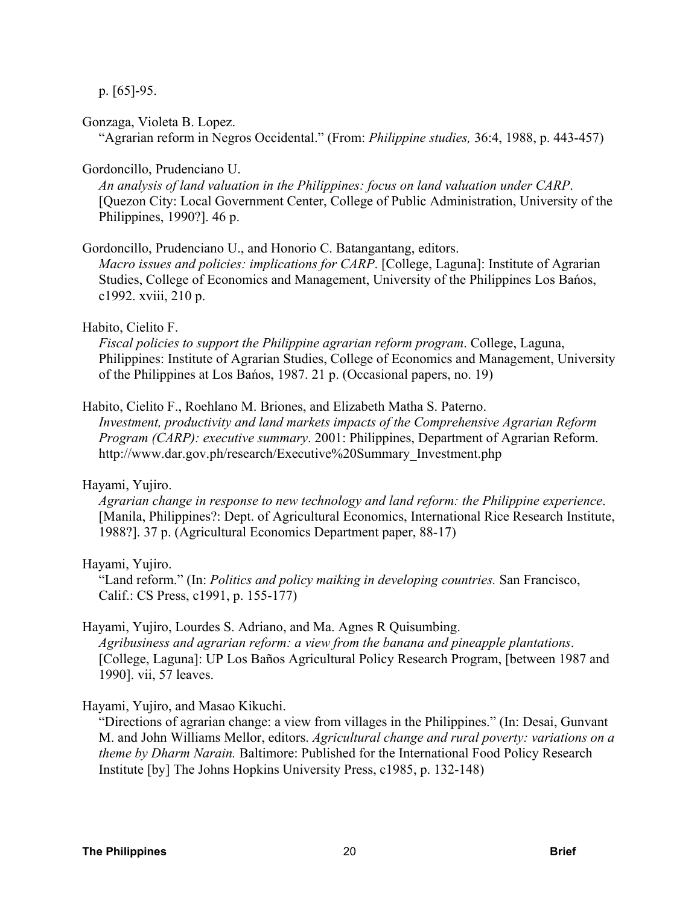p. [65]-95.

Gonzaga, Violeta B. Lopez.
"Agrarian reform in Negros Occidental." (From: *Philippine studies,* 36:4, 1988, p. 443-457)

Gordoncillo, Prudenciano U.
*An analysis of land valuation in the Philippines: focus on land valuation under CARP*. [Quezon City: Local Government Center, College of Public Administration, University of the Philippines, 1990?]. 46 p.

Gordoncillo, Prudenciano U., and Honorio C. Batangantang, editors.
*Macro issues and policies: implications for CARP*. [College, Laguna]: Institute of Agrarian Studies, College of Economics and Management, University of the Philippines Los Bańos, c1992. xviii, 210 p.

Habito, Cielito F.
*Fiscal policies to support the Philippine agrarian reform program*. College, Laguna, Philippines: Institute of Agrarian Studies, College of Economics and Management, University of the Philippines at Los Bańos, 1987. 21 p. (Occasional papers, no. 19)

Habito, Cielito F., Roehlano M. Briones, and Elizabeth Matha S. Paterno.
*Investment, productivity and land markets impacts of the Comprehensive Agrarian Reform Program (CARP): executive summary*. 2001: Philippines, Department of Agrarian Reform. http://www.dar.gov.ph/research/Executive%20Summary_Investment.php

Hayami, Yujiro.
*Agrarian change in response to new technology and land reform: the Philippine experience*. [Manila, Philippines?: Dept. of Agricultural Economics, International Rice Research Institute, 1988?]. 37 p. (Agricultural Economics Department paper, 88-17)

Hayami, Yujiro.
"Land reform." (In: *Politics and policy maiking in developing countries.* San Francisco, Calif.: CS Press, c1991, p. 155-177)

Hayami, Yujiro, Lourdes S. Adriano, and Ma. Agnes R Quisumbing.
*Agribusiness and agrarian reform: a view from the banana and pineapple plantations*. [College, Laguna]: UP Los Baños Agricultural Policy Research Program, [between 1987 and 1990]. vii, 57 leaves.

Hayami, Yujiro, and Masao Kikuchi.
"Directions of agrarian change: a view from villages in the Philippines." (In: Desai, Gunvant M. and John Williams Mellor, editors. *Agricultural change and rural poverty: variations on a theme by Dharm Narain.* Baltimore: Published for the International Food Policy Research Institute [by] The Johns Hopkins University Press, c1985, p. 132-148)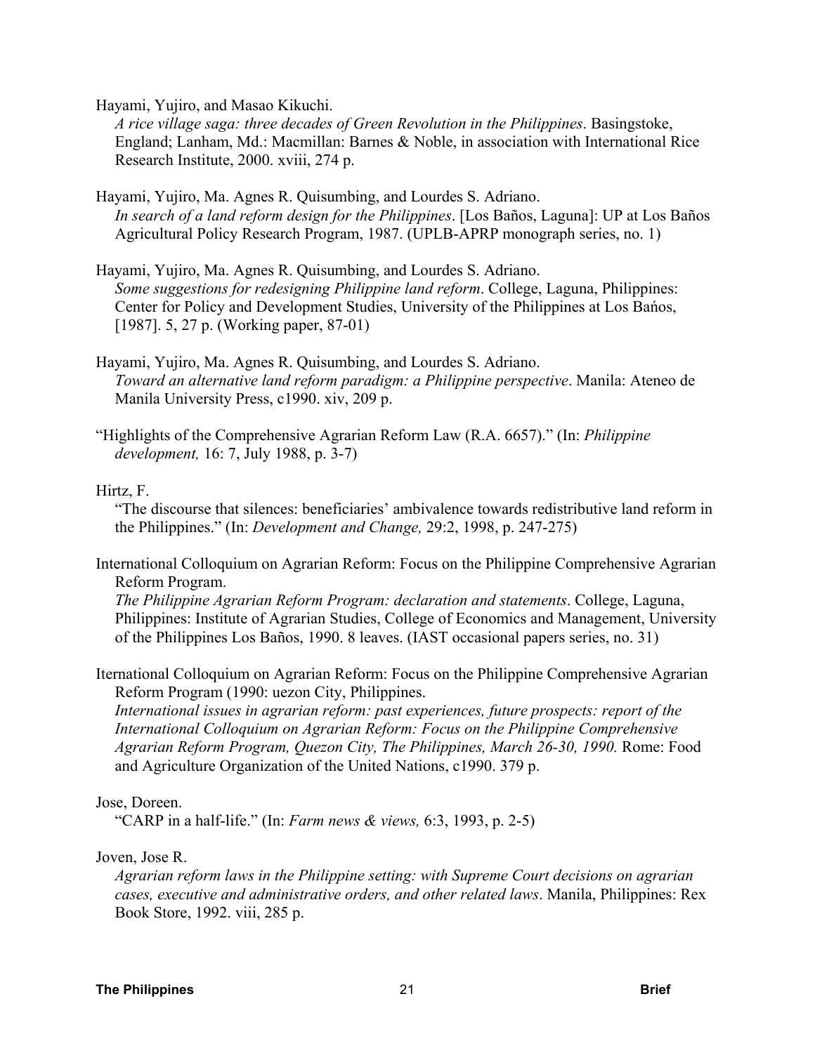Hayami, Yujiro, and Masao Kikuchi.
*A rice village saga: three decades of Green Revolution in the Philippines*. Basingstoke, England; Lanham, Md.: Macmillan: Barnes & Noble, in association with International Rice Research Institute, 2000. xviii, 274 p.

Hayami, Yujiro, Ma. Agnes R. Quisumbing, and Lourdes S. Adriano.
*In search of a land reform design for the Philippines*. [Los Baños, Laguna]: UP at Los Baños Agricultural Policy Research Program, 1987. (UPLB-APRP monograph series, no. 1)

Hayami, Yujiro, Ma. Agnes R. Quisumbing, and Lourdes S. Adriano.
*Some suggestions for redesigning Philippine land reform*. College, Laguna, Philippines: Center for Policy and Development Studies, University of the Philippines at Los Bańos, [1987]. 5, 27 p. (Working paper, 87-01)

Hayami, Yujiro, Ma. Agnes R. Quisumbing, and Lourdes S. Adriano.
*Toward an alternative land reform paradigm: a Philippine perspective*. Manila: Ateneo de Manila University Press, c1990. xiv, 209 p.

"Highlights of the Comprehensive Agrarian Reform Law (R.A. 6657)." (In: *Philippine development,* 16: 7, July 1988, p. 3-7)

Hirtz, F.
"The discourse that silences: beneficiaries' ambivalence towards redistributive land reform in the Philippines." (In: *Development and Change,* 29:2, 1998, p. 247-275)

International Colloquium on Agrarian Reform: Focus on the Philippine Comprehensive Agrarian Reform Program.
*The Philippine Agrarian Reform Program: declaration and statements*. College, Laguna, Philippines: Institute of Agrarian Studies, College of Economics and Management, University of the Philippines Los Baños, 1990. 8 leaves. (IAST occasional papers series, no. 31)

Iternational Colloquium on Agrarian Reform: Focus on the Philippine Comprehensive Agrarian Reform Program (1990: uezon City, Philippines.
*International issues in agrarian reform: past experiences, future prospects: report of the International Colloquium on Agrarian Reform: Focus on the Philippine Comprehensive Agrarian Reform Program, Quezon City, The Philippines, March 26-30, 1990.* Rome: Food and Agriculture Organization of the United Nations, c1990. 379 p.

Jose, Doreen.
"CARP in a half-life." (In: *Farm news & views,* 6:3, 1993, p. 2-5)

Joven, Jose R.
*Agrarian reform laws in the Philippine setting: with Supreme Court decisions on agrarian cases, executive and administrative orders, and other related laws*. Manila, Philippines: Rex Book Store, 1992. viii, 285 p.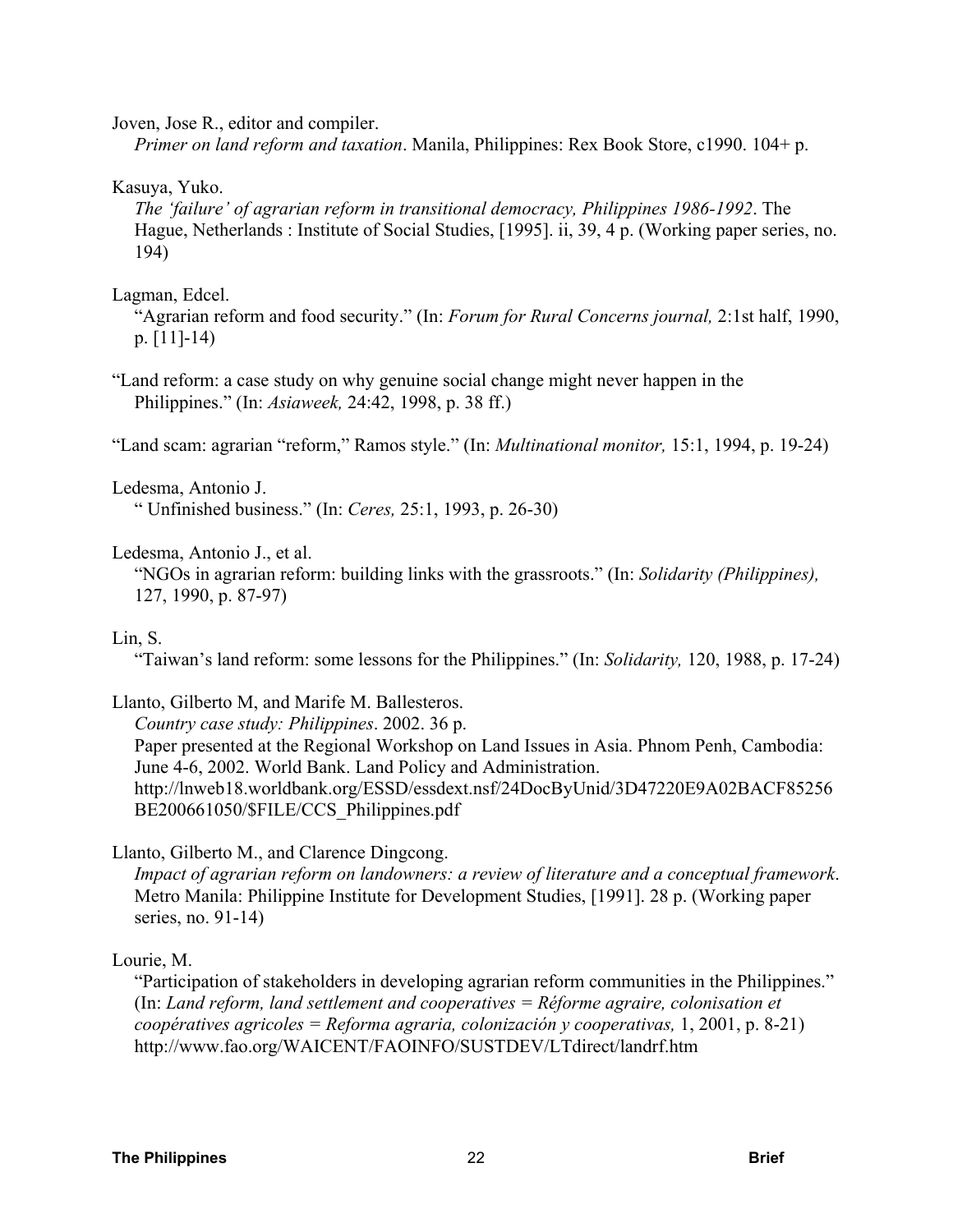Joven, Jose R., editor and compiler.
*Primer on land reform and taxation*. Manila, Philippines: Rex Book Store, c1990. 104+ p.

Kasuya, Yuko.
*The 'failure' of agrarian reform in transitional democracy, Philippines 1986-1992*. The Hague, Netherlands : Institute of Social Studies, [1995]. ii, 39, 4 p. (Working paper series, no. 194)

Lagman, Edcel.
"Agrarian reform and food security." (In: *Forum for Rural Concerns journal,* 2:1st half, 1990, p. [11]-14)

"Land reform: a case study on why genuine social change might never happen in the Philippines." (In: *Asiaweek,* 24:42, 1998, p. 38 ff.)

"Land scam: agrarian "reform," Ramos style." (In: *Multinational monitor,* 15:1, 1994, p. 19-24)

Ledesma, Antonio J.
" Unfinished business." (In: *Ceres,* 25:1, 1993, p. 26-30)

Ledesma, Antonio J., et al.
"NGOs in agrarian reform: building links with the grassroots." (In: *Solidarity (Philippines),* 127, 1990, p. 87-97)

Lin, S.
"Taiwan's land reform: some lessons for the Philippines." (In: *Solidarity,* 120, 1988, p. 17-24)

Llanto, Gilberto M, and Marife M. Ballesteros.
*Country case study: Philippines*. 2002. 36 p.
Paper presented at the Regional Workshop on Land Issues in Asia. Phnom Penh, Cambodia: June 4-6, 2002. World Bank. Land Policy and Administration.
http://lnweb18.worldbank.org/ESSD/essdext.nsf/24DocByUnid/3D47220E9A02BACF85256BE200661050/$FILE/CCS_Philippines.pdf

Llanto, Gilberto M., and Clarence Dingcong.
*Impact of agrarian reform on landowners: a review of literature and a conceptual framework*. Metro Manila: Philippine Institute for Development Studies, [1991]. 28 p. (Working paper series, no. 91-14)

Lourie, M.
"Participation of stakeholders in developing agrarian reform communities in the Philippines." (In: *Land reform, land settlement and cooperatives = Réforme agraire, colonisation et coopératives agricoles = Reforma agraria, colonización y cooperativas,* 1, 2001, p. 8-21)
http://www.fao.org/WAICENT/FAOINFO/SUSTDEV/LTdirect/landrf.htm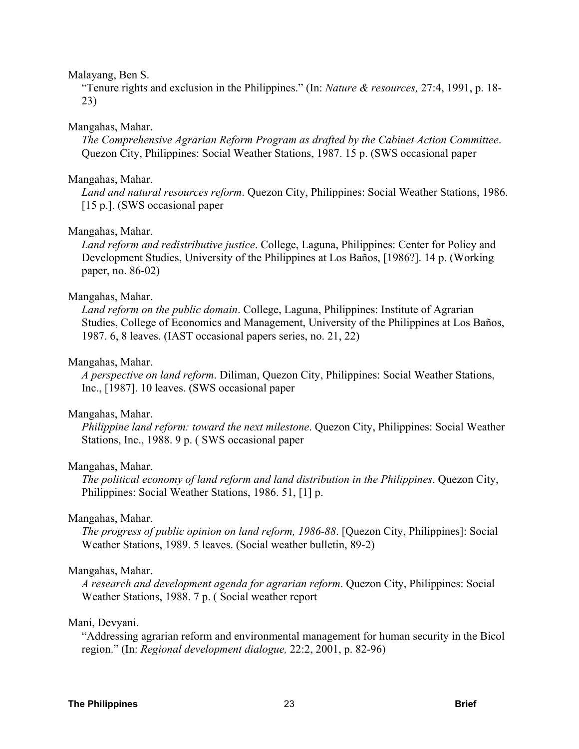Malayang, Ben S.

"Tenure rights and exclusion in the Philippines." (In: *Nature & resources,* 27:4, 1991, p. 18-23)

Mangahas, Mahar.

*The Comprehensive Agrarian Reform Program as drafted by the Cabinet Action Committee*. Quezon City, Philippines: Social Weather Stations, 1987. 15 p. (SWS occasional paper

Mangahas, Mahar.

*Land and natural resources reform*. Quezon City, Philippines: Social Weather Stations, 1986. [15 p.]. (SWS occasional paper

Mangahas, Mahar.

*Land reform and redistributive justice*. College, Laguna, Philippines: Center for Policy and Development Studies, University of the Philippines at Los Baños, [1986?]. 14 p. (Working paper, no. 86-02)

Mangahas, Mahar.

*Land reform on the public domain*. College, Laguna, Philippines: Institute of Agrarian Studies, College of Economics and Management, University of the Philippines at Los Baños, 1987. 6, 8 leaves. (IAST occasional papers series, no. 21, 22)

Mangahas, Mahar.

*A perspective on land reform*. Diliman, Quezon City, Philippines: Social Weather Stations, Inc., [1987]. 10 leaves. (SWS occasional paper

Mangahas, Mahar.

*Philippine land reform: toward the next milestone*. Quezon City, Philippines: Social Weather Stations, Inc., 1988. 9 p. ( SWS occasional paper

Mangahas, Mahar.

*The political economy of land reform and land distribution in the Philippines*. Quezon City, Philippines: Social Weather Stations, 1986. 51, [1] p.

Mangahas, Mahar.

*The progress of public opinion on land reform, 1986-88*. [Quezon City, Philippines]: Social Weather Stations, 1989. 5 leaves. (Social weather bulletin, 89-2)

Mangahas, Mahar.

*A research and development agenda for agrarian reform*. Quezon City, Philippines: Social Weather Stations, 1988. 7 p. ( Social weather report

Mani, Devyani.

"Addressing agrarian reform and environmental management for human security in the Bicol region." (In: *Regional development dialogue,* 22:2, 2001, p. 82-96)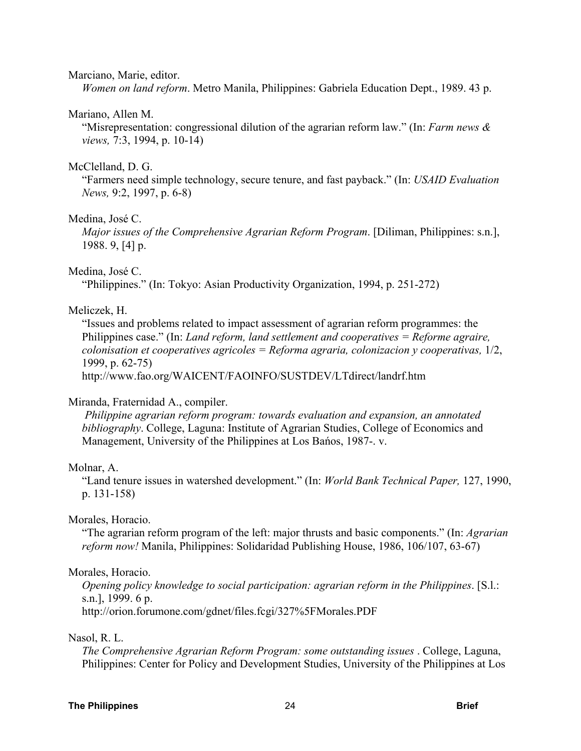Marciano, Marie, editor.
*Women on land reform*. Metro Manila, Philippines: Gabriela Education Dept., 1989. 43 p.

Mariano, Allen M.
"Misrepresentation: congressional dilution of the agrarian reform law." (In: *Farm news & views,* 7:3, 1994, p. 10-14)

McClelland, D. G.
"Farmers need simple technology, secure tenure, and fast payback." (In: *USAID Evaluation News,* 9:2, 1997, p. 6-8)

Medina, José C.
*Major issues of the Comprehensive Agrarian Reform Program*. [Diliman, Philippines: s.n.], 1988. 9, [4] p.

Medina, José C.
"Philippines." (In: Tokyo: Asian Productivity Organization, 1994, p. 251-272)

Meliczek, H.
"Issues and problems related to impact assessment of agrarian reform programmes: the Philippines case." (In: *Land reform, land settlement and cooperatives = Reforme agraire, colonisation et cooperatives agricoles = Reforma agraria, colonizacion y cooperativas,* 1/2, 1999, p. 62-75)
http://www.fao.org/WAICENT/FAOINFO/SUSTDEV/LTdirect/landrf.htm

Miranda, Fraternidad A., compiler.
*Philippine agrarian reform program: towards evaluation and expansion, an annotated bibliography*. College, Laguna: Institute of Agrarian Studies, College of Economics and Management, University of the Philippines at Los Baños, 1987-. v.

Molnar, A.
"Land tenure issues in watershed development." (In: *World Bank Technical Paper,* 127, 1990, p. 131-158)

Morales, Horacio.
"The agrarian reform program of the left: major thrusts and basic components." (In: *Agrarian reform now!* Manila, Philippines: Solidaridad Publishing House, 1986, 106/107, 63-67)

Morales, Horacio.
*Opening policy knowledge to social participation: agrarian reform in the Philippines*. [S.l.: s.n.], 1999. 6 p.
http://orion.forumone.com/gdnet/files.fcgi/327%5FMorales.PDF

Nasol, R. L.
*The Comprehensive Agrarian Reform Program: some outstanding issues* . College, Laguna, Philippines: Center for Policy and Development Studies, University of the Philippines at Los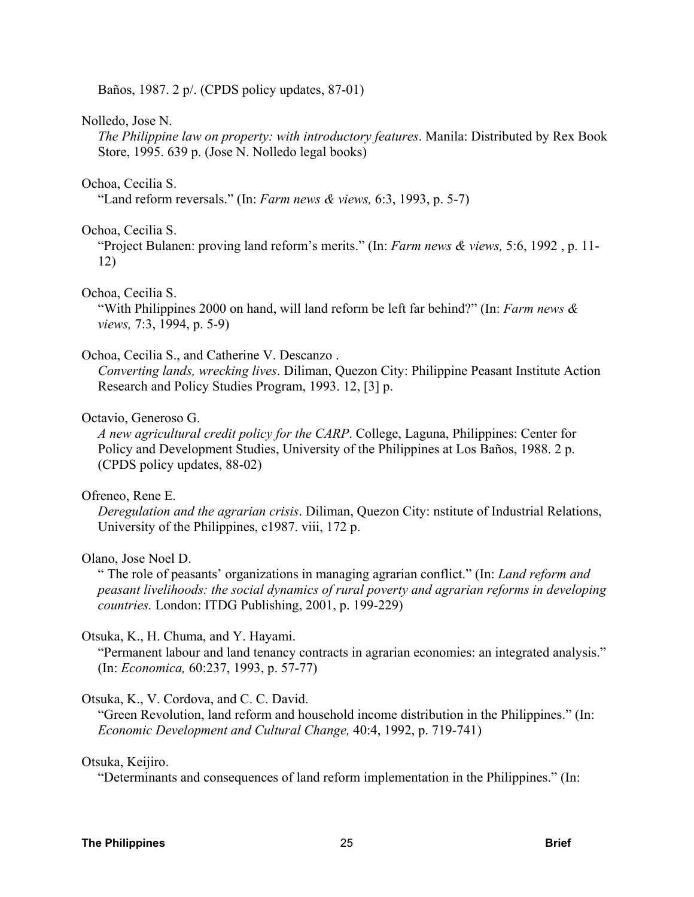Baños, 1987. 2 p/. (CPDS policy updates, 87-01)

Nolledo, Jose N.
*The Philippine law on property: with introductory features*. Manila: Distributed by Rex Book Store, 1995. 639 p. (Jose N. Nolledo legal books)

Ochoa, Cecilia S.
"Land reform reversals." (In: *Farm news & views,* 6:3, 1993, p. 5-7)

Ochoa, Cecilia S.
"Project Bulanen: proving land reform's merits." (In: *Farm news & views,* 5:6, 1992 , p. 11-12)

Ochoa, Cecilia S.
"With Philippines 2000 on hand, will land reform be left far behind?" (In: *Farm news & views,* 7:3, 1994, p. 5-9)

Ochoa, Cecilia S., and Catherine V. Descanzo .
*Converting lands, wrecking lives*. Diliman, Quezon City: Philippine Peasant Institute Action Research and Policy Studies Program, 1993. 12, [3] p.

Octavio, Generoso G.
*A new agricultural credit policy for the CARP*. College, Laguna, Philippines: Center for Policy and Development Studies, University of the Philippines at Los Baños, 1988. 2 p. (CPDS policy updates, 88-02)

Ofreneo, Rene E.
*Deregulation and the agrarian crisis*. Diliman, Quezon City: nstitute of Industrial Relations, University of the Philippines, c1987. viii, 172 p.

Olano, Jose Noel D.
" The role of peasants' organizations in managing agrarian conflict." (In: *Land reform and peasant livelihoods: the social dynamics of rural poverty and agrarian reforms in developing countries.* London: ITDG Publishing, 2001, p. 199-229)

Otsuka, K., H. Chuma, and Y. Hayami.
"Permanent labour and land tenancy contracts in agrarian economies: an integrated analysis." (In: *Economica,* 60:237, 1993, p. 57-77)

Otsuka, K., V. Cordova, and C. C. David.
"Green Revolution, land reform and household income distribution in the Philippines." (In: *Economic Development and Cultural Change,* 40:4, 1992, p. 719-741)

Otsuka, Keijiro.
"Determinants and consequences of land reform implementation in the Philippines." (In: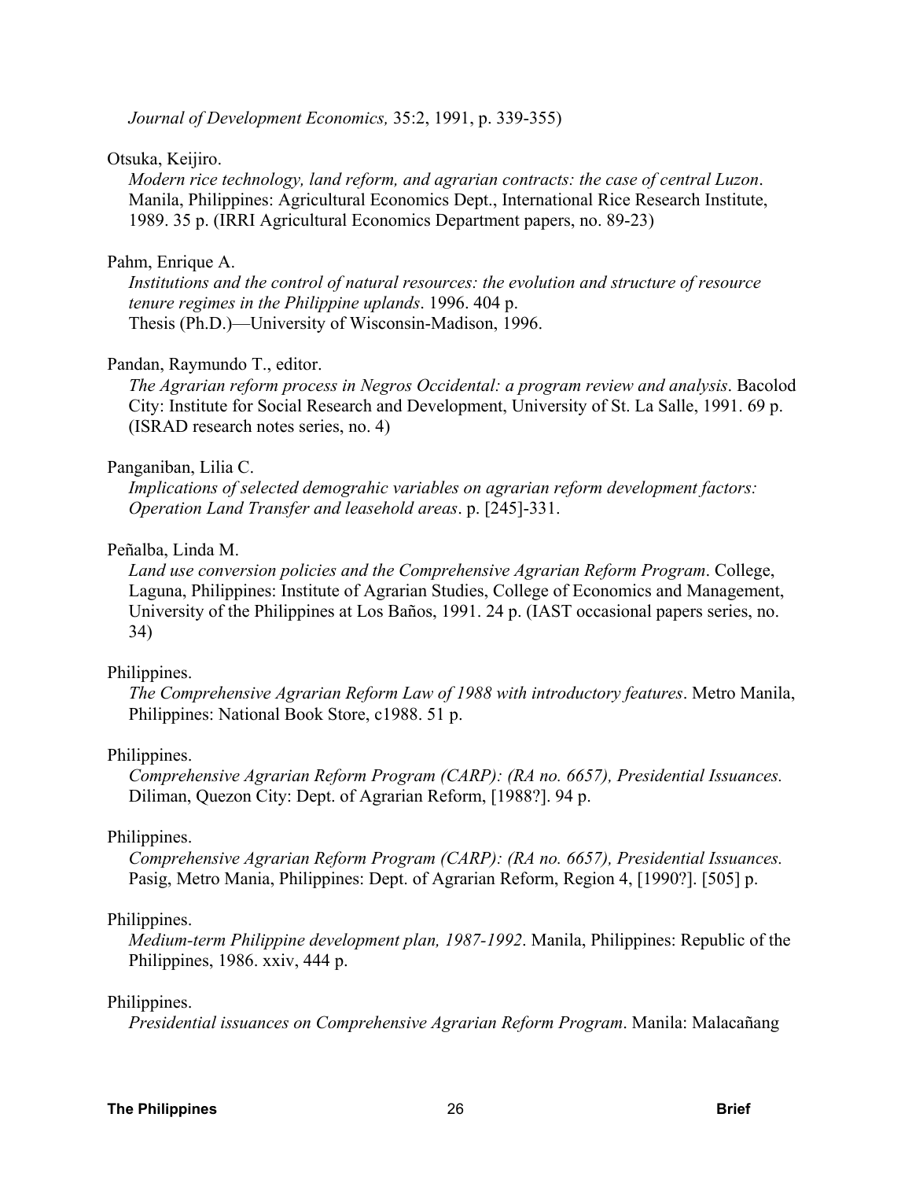*Journal of Development Economics,* 35:2, 1991, p. 339-355)

Otsuka, Keijiro.
*Modern rice technology, land reform, and agrarian contracts: the case of central Luzon*. Manila, Philippines: Agricultural Economics Dept., International Rice Research Institute, 1989. 35 p. (IRRI Agricultural Economics Department papers, no. 89-23)

Pahm, Enrique A.
*Institutions and the control of natural resources: the evolution and structure of resource tenure regimes in the Philippine uplands*. 1996. 404 p.
Thesis (Ph.D.)—University of Wisconsin-Madison, 1996.

Pandan, Raymundo T., editor.
*The Agrarian reform process in Negros Occidental: a program review and analysis*. Bacolod City: Institute for Social Research and Development, University of St. La Salle, 1991. 69 p. (ISRAD research notes series, no. 4)

Panganiban, Lilia C.
*Implications of selected demograhic variables on agrarian reform development factors: Operation Land Transfer and leasehold areas*. p. [245]-331.

Peñalba, Linda M.
*Land use conversion policies and the Comprehensive Agrarian Reform Program*. College, Laguna, Philippines: Institute of Agrarian Studies, College of Economics and Management, University of the Philippines at Los Baños, 1991. 24 p. (IAST occasional papers series, no. 34)

Philippines.
*The Comprehensive Agrarian Reform Law of 1988 with introductory features*. Metro Manila, Philippines: National Book Store, c1988. 51 p.

Philippines.
*Comprehensive Agrarian Reform Program (CARP): (RA no. 6657), Presidential Issuances.* Diliman, Quezon City: Dept. of Agrarian Reform, [1988?]. 94 p.

Philippines.
*Comprehensive Agrarian Reform Program (CARP): (RA no. 6657), Presidential Issuances.* Pasig, Metro Mania, Philippines: Dept. of Agrarian Reform, Region 4, [1990?]. [505] p.

Philippines.
*Medium-term Philippine development plan, 1987-1992*. Manila, Philippines: Republic of the Philippines, 1986. xxiv, 444 p.

Philippines.
*Presidential issuances on Comprehensive Agrarian Reform Program*. Manila: Malacañang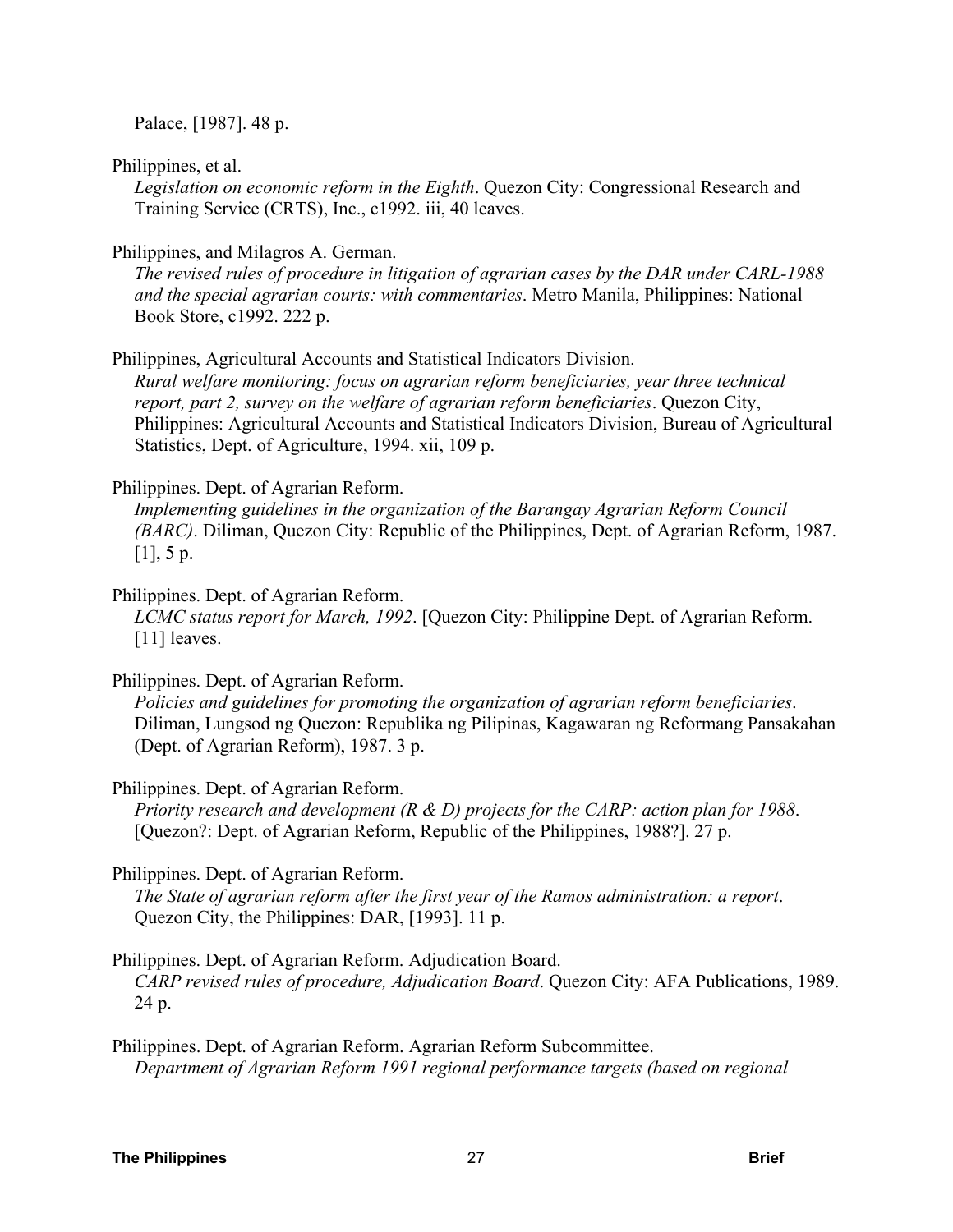Palace, [1987]. 48 p.

Philippines, et al.
*Legislation on economic reform in the Eighth*. Quezon City: Congressional Research and Training Service (CRTS), Inc., c1992. iii, 40 leaves.

Philippines, and Milagros A. German.
*The revised rules of procedure in litigation of agrarian cases by the DAR under CARL-1988 and the special agrarian courts: with commentaries*. Metro Manila, Philippines: National Book Store, c1992. 222 p.

Philippines, Agricultural Accounts and Statistical Indicators Division.
*Rural welfare monitoring: focus on agrarian reform beneficiaries, year three technical report, part 2, survey on the welfare of agrarian reform beneficiaries*. Quezon City, Philippines: Agricultural Accounts and Statistical Indicators Division, Bureau of Agricultural Statistics, Dept. of Agriculture, 1994. xii, 109 p.

Philippines. Dept. of Agrarian Reform.
*Implementing guidelines in the organization of the Barangay Agrarian Reform Council (BARC)*. Diliman, Quezon City: Republic of the Philippines, Dept. of Agrarian Reform, 1987. [1], 5 p.

Philippines. Dept. of Agrarian Reform.
*LCMC status report for March, 1992*. [Quezon City: Philippine Dept. of Agrarian Reform. [11] leaves.

Philippines. Dept. of Agrarian Reform.
*Policies and guidelines for promoting the organization of agrarian reform beneficiaries*. Diliman, Lungsod ng Quezon: Republika ng Pilipinas, Kagawaran ng Reformang Pansakahan (Dept. of Agrarian Reform), 1987. 3 p.

Philippines. Dept. of Agrarian Reform.
*Priority research and development (R & D) projects for the CARP: action plan for 1988*. [Quezon?: Dept. of Agrarian Reform, Republic of the Philippines, 1988?]. 27 p.

Philippines. Dept. of Agrarian Reform.
*The State of agrarian reform after the first year of the Ramos administration: a report*. Quezon City, the Philippines: DAR, [1993]. 11 p.

Philippines. Dept. of Agrarian Reform. Adjudication Board.
*CARP revised rules of procedure, Adjudication Board*. Quezon City: AFA Publications, 1989. 24 p.

Philippines. Dept. of Agrarian Reform. Agrarian Reform Subcommittee.
*Department of Agrarian Reform 1991 regional performance targets (based on regional*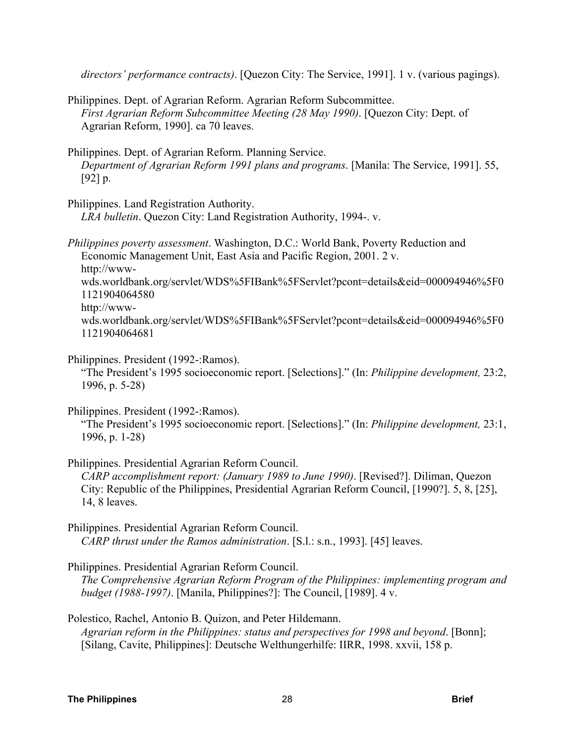*directors' performance contracts)*. [Quezon City: The Service, 1991]. 1 v. (various pagings).

Philippines. Dept. of Agrarian Reform. Agrarian Reform Subcommittee.
*First Agrarian Reform Subcommittee Meeting (28 May 1990)*. [Quezon City: Dept. of Agrarian Reform, 1990]. ca 70 leaves.

Philippines. Dept. of Agrarian Reform. Planning Service.
*Department of Agrarian Reform 1991 plans and programs*. [Manila: The Service, 1991]. 55, [92] p.

Philippines. Land Registration Authority.
*LRA bulletin*. Quezon City: Land Registration Authority, 1994-. v.

*Philippines poverty assessment*. Washington, D.C.: World Bank, Poverty Reduction and Economic Management Unit, East Asia and Pacific Region, 2001. 2 v.
http://www-wds.worldbank.org/servlet/WDS%5FIBank%5FServlet?pcont=details&eid=000094946%5F01121904064580
http://www-wds.worldbank.org/servlet/WDS%5FIBank%5FServlet?pcont=details&eid=000094946%5F01121904064681

Philippines. President (1992-:Ramos).
"The President's 1995 socioeconomic report. [Selections]." (In: *Philippine development,* 23:2, 1996, p. 5-28)

Philippines. President (1992-:Ramos).
"The President's 1995 socioeconomic report. [Selections]." (In: *Philippine development,* 23:1, 1996, p. 1-28)

Philippines. Presidential Agrarian Reform Council.
*CARP accomplishment report: (January 1989 to June 1990)*. [Revised?]. Diliman, Quezon City: Republic of the Philippines, Presidential Agrarian Reform Council, [1990?]. 5, 8, [25], 14, 8 leaves.

Philippines. Presidential Agrarian Reform Council.
*CARP thrust under the Ramos administration*. [S.l.: s.n., 1993]. [45] leaves.

Philippines. Presidential Agrarian Reform Council.
*The Comprehensive Agrarian Reform Program of the Philippines: implementing program and budget (1988-1997)*. [Manila, Philippines?]: The Council, [1989]. 4 v.

Polestico, Rachel, Antonio B. Quizon, and Peter Hildemann.
*Agrarian reform in the Philippines: status and perspectives for 1998 and beyond*. [Bonn]; [Silang, Cavite, Philippines]: Deutsche Welthungerhilfe: IIRR, 1998. xxvii, 158 p.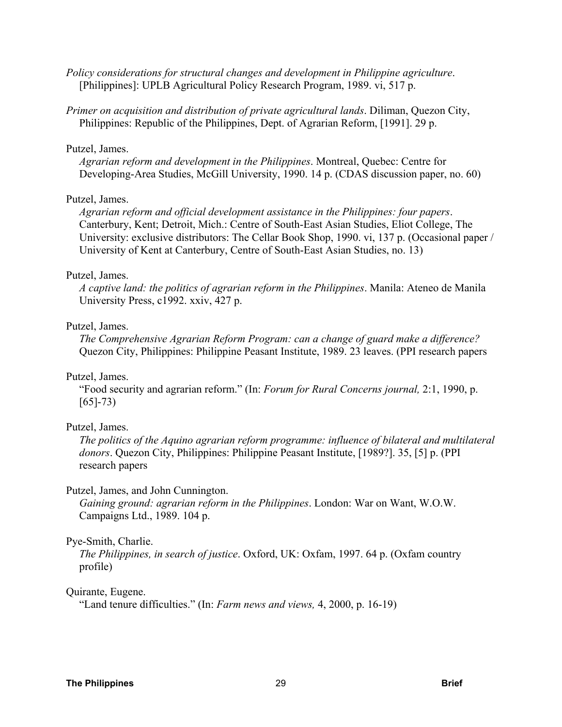*Policy considerations for structural changes and development in Philippine agriculture*. [Philippines]: UPLB Agricultural Policy Research Program, 1989. vi, 517 p.

*Primer on acquisition and distribution of private agricultural lands*. Diliman, Quezon City, Philippines: Republic of the Philippines, Dept. of Agrarian Reform, [1991]. 29 p.

Putzel, James.
*Agrarian reform and development in the Philippines*. Montreal, Quebec: Centre for Developing-Area Studies, McGill University, 1990. 14 p. (CDAS discussion paper, no. 60)

Putzel, James.
*Agrarian reform and official development assistance in the Philippines: four papers*. Canterbury, Kent; Detroit, Mich.: Centre of South-East Asian Studies, Eliot College, The University: exclusive distributors: The Cellar Book Shop, 1990. vi, 137 p. (Occasional paper / University of Kent at Canterbury, Centre of South-East Asian Studies, no. 13)

Putzel, James.
*A captive land: the politics of agrarian reform in the Philippines*. Manila: Ateneo de Manila University Press, c1992. xxiv, 427 p.

Putzel, James.
*The Comprehensive Agrarian Reform Program: can a change of guard make a difference?* Quezon City, Philippines: Philippine Peasant Institute, 1989. 23 leaves. (PPI research papers

Putzel, James.
"Food security and agrarian reform." (In: *Forum for Rural Concerns journal,* 2:1, 1990, p. [65]-73)

Putzel, James.
*The politics of the Aquino agrarian reform programme: influence of bilateral and multilateral donors*. Quezon City, Philippines: Philippine Peasant Institute, [1989?]. 35, [5] p. (PPI research papers

Putzel, James, and John Cunnington.
*Gaining ground: agrarian reform in the Philippines*. London: War on Want, W.O.W. Campaigns Ltd., 1989. 104 p.

Pye-Smith, Charlie.
*The Philippines, in search of justice*. Oxford, UK: Oxfam, 1997. 64 p. (Oxfam country profile)

Quirante, Eugene.
"Land tenure difficulties." (In: *Farm news and views,* 4, 2000, p. 16-19)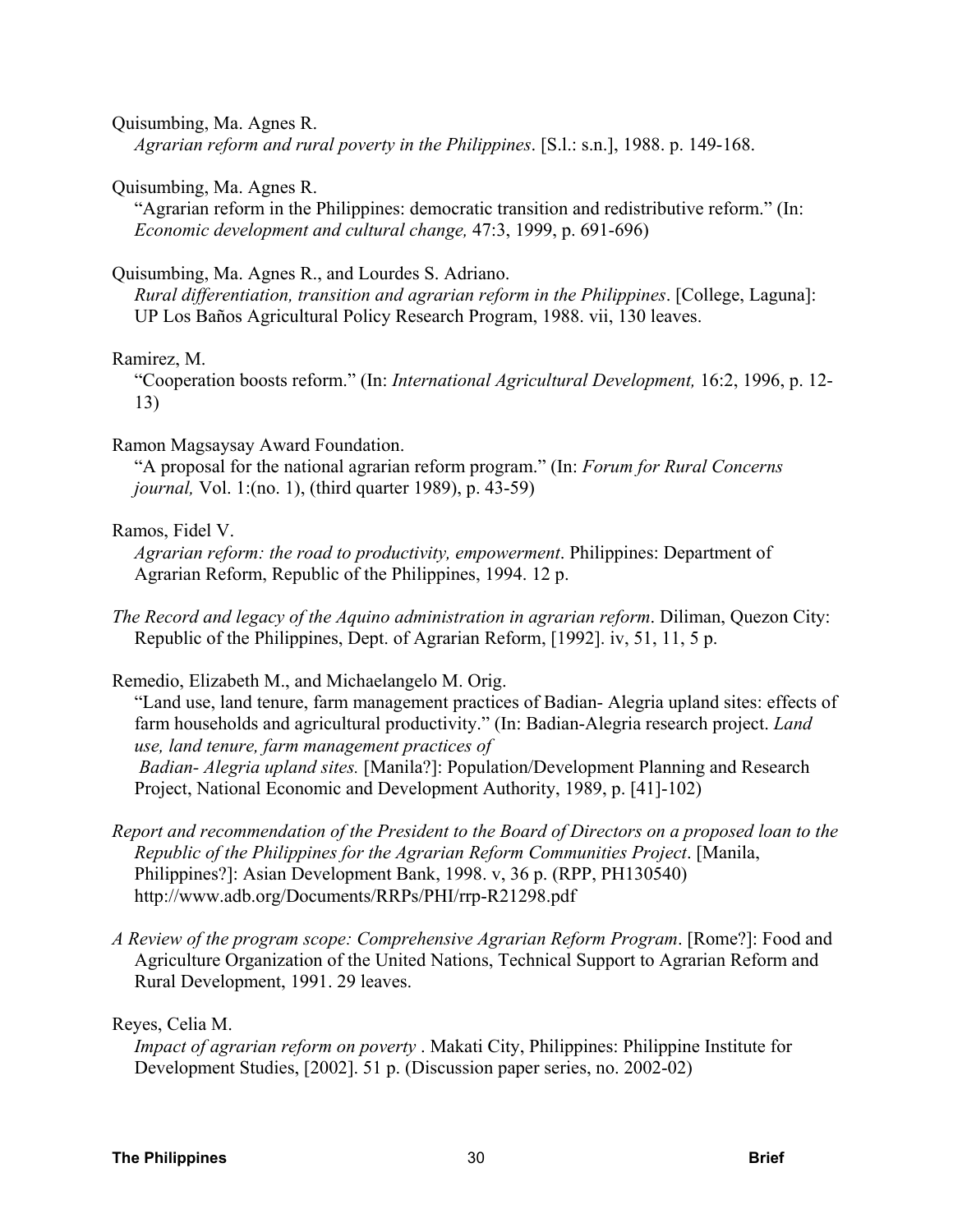Quisumbing, Ma. Agnes R.
*Agrarian reform and rural poverty in the Philippines*. [S.l.: s.n.], 1988. p. 149-168.

Quisumbing, Ma. Agnes R.
"Agrarian reform in the Philippines: democratic transition and redistributive reform." (In: *Economic development and cultural change,* 47:3, 1999, p. 691-696)

Quisumbing, Ma. Agnes R., and Lourdes S. Adriano.
*Rural differentiation, transition and agrarian reform in the Philippines*. [College, Laguna]: UP Los Baños Agricultural Policy Research Program, 1988. vii, 130 leaves.

Ramirez, M.
"Cooperation boosts reform." (In: *International Agricultural Development,* 16:2, 1996, p. 12-13)

Ramon Magsaysay Award Foundation.
"A proposal for the national agrarian reform program." (In: *Forum for Rural Concerns journal,* Vol. 1:(no. 1), (third quarter 1989), p. 43-59)

Ramos, Fidel V.
*Agrarian reform: the road to productivity, empowerment*. Philippines: Department of Agrarian Reform, Republic of the Philippines, 1994. 12 p.

*The Record and legacy of the Aquino administration in agrarian reform*. Diliman, Quezon City: Republic of the Philippines, Dept. of Agrarian Reform, [1992]. iv, 51, 11, 5 p.

Remedio, Elizabeth M., and Michaelangelo M. Orig.
"Land use, land tenure, farm management practices of Badian- Alegria upland sites: effects of farm households and agricultural productivity." (In: Badian-Alegria research project. *Land use, land tenure, farm management practices of Badian- Alegria upland sites.* [Manila?]: Population/Development Planning and Research Project, National Economic and Development Authority, 1989, p. [41]-102)

*Report and recommendation of the President to the Board of Directors on a proposed loan to the Republic of the Philippines for the Agrarian Reform Communities Project*. [Manila, Philippines?]: Asian Development Bank, 1998. v, 36 p. (RPP, PH130540) http://www.adb.org/Documents/RRPs/PHI/rrp-R21298.pdf

*A Review of the program scope: Comprehensive Agrarian Reform Program*. [Rome?]: Food and Agriculture Organization of the United Nations, Technical Support to Agrarian Reform and Rural Development, 1991. 29 leaves.

Reyes, Celia M.
*Impact of agrarian reform on poverty* . Makati City, Philippines: Philippine Institute for Development Studies, [2002]. 51 p. (Discussion paper series, no. 2002-02)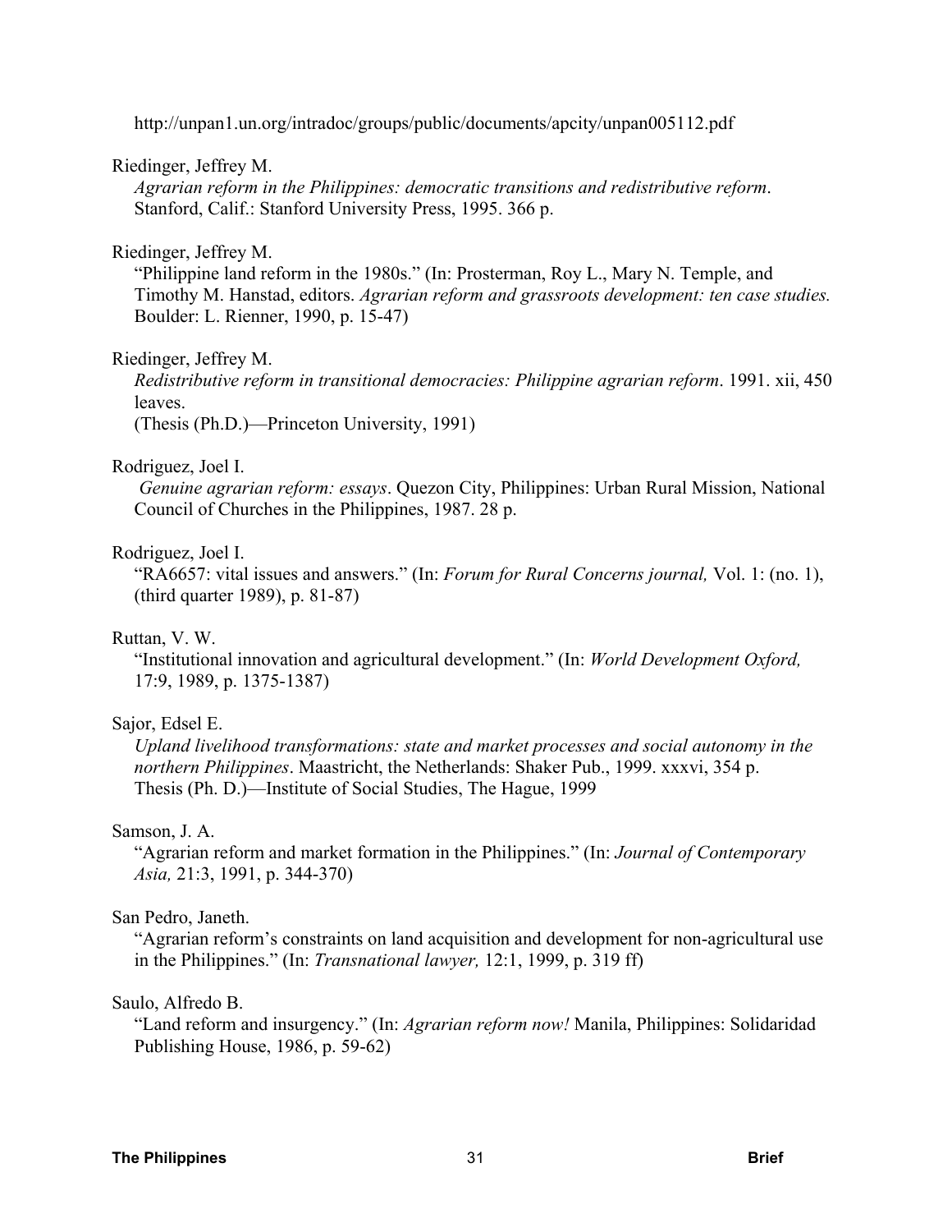http://unpan1.un.org/intradoc/groups/public/documents/apcity/unpan005112.pdf

Riedinger, Jeffrey M.
*Agrarian reform in the Philippines: democratic transitions and redistributive reform*. Stanford, Calif.: Stanford University Press, 1995. 366 p.

Riedinger, Jeffrey M.
"Philippine land reform in the 1980s." (In: Prosterman, Roy L., Mary N. Temple, and Timothy M. Hanstad, editors. *Agrarian reform and grassroots development: ten case studies.* Boulder: L. Rienner, 1990, p. 15-47)

Riedinger, Jeffrey M.
*Redistributive reform in transitional democracies: Philippine agrarian reform*. 1991. xii, 450 leaves.
(Thesis (Ph.D.)—Princeton University, 1991)

Rodriguez, Joel I.
*Genuine agrarian reform: essays*. Quezon City, Philippines: Urban Rural Mission, National Council of Churches in the Philippines, 1987. 28 p.

Rodriguez, Joel I.
"RA6657: vital issues and answers." (In: *Forum for Rural Concerns journal,* Vol. 1: (no. 1), (third quarter 1989), p. 81-87)

Ruttan, V. W.
"Institutional innovation and agricultural development." (In: *World Development Oxford,* 17:9, 1989, p. 1375-1387)

Sajor, Edsel E.
*Upland livelihood transformations: state and market processes and social autonomy in the northern Philippines*. Maastricht, the Netherlands: Shaker Pub., 1999. xxxvi, 354 p.
Thesis (Ph. D.)—Institute of Social Studies, The Hague, 1999

Samson, J. A.
"Agrarian reform and market formation in the Philippines." (In: *Journal of Contemporary Asia,* 21:3, 1991, p. 344-370)

San Pedro, Janeth.
"Agrarian reform's constraints on land acquisition and development for non-agricultural use in the Philippines." (In: *Transnational lawyer,* 12:1, 1999, p. 319 ff)

Saulo, Alfredo B.
"Land reform and insurgency." (In: *Agrarian reform now!* Manila, Philippines: Solidaridad Publishing House, 1986, p. 59-62)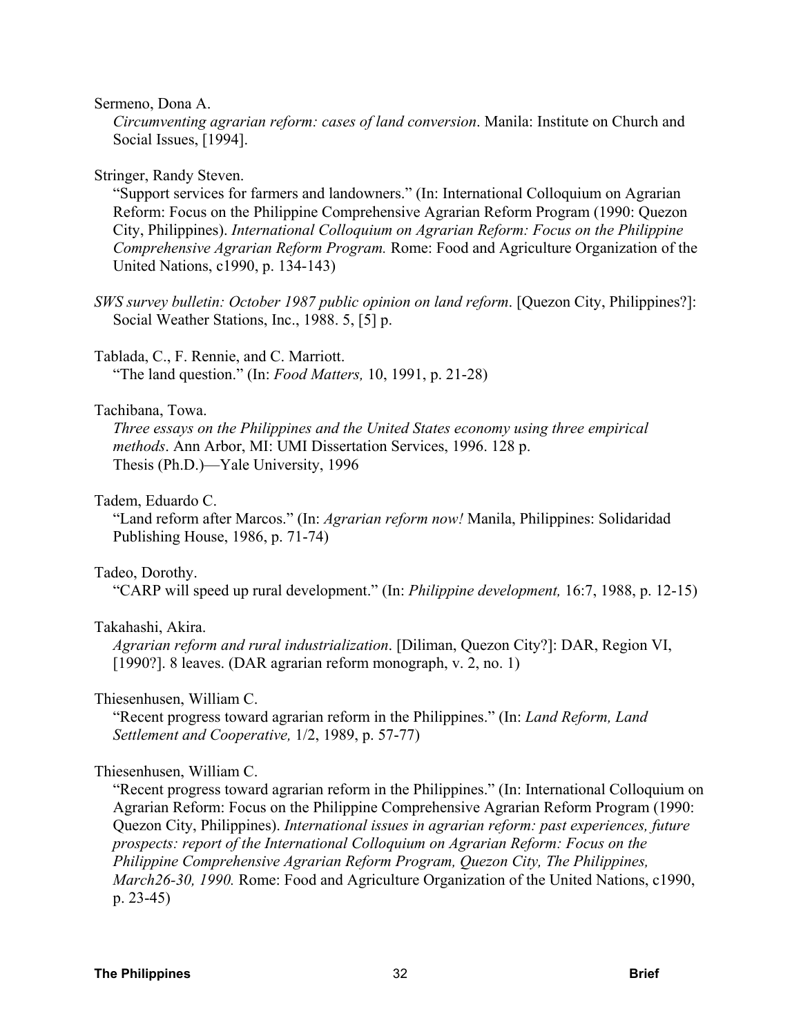Sermeno, Dona A.

*Circumventing agrarian reform: cases of land conversion*. Manila: Institute on Church and Social Issues, [1994].

Stringer, Randy Steven.

"Support services for farmers and landowners." (In: International Colloquium on Agrarian Reform: Focus on the Philippine Comprehensive Agrarian Reform Program (1990: Quezon City, Philippines). *International Colloquium on Agrarian Reform: Focus on the Philippine Comprehensive Agrarian Reform Program.* Rome: Food and Agriculture Organization of the United Nations, c1990, p. 134-143)

*SWS survey bulletin: October 1987 public opinion on land reform*. [Quezon City, Philippines?]: Social Weather Stations, Inc., 1988. 5, [5] p.

Tablada, C., F. Rennie, and C. Marriott.

"The land question." (In: *Food Matters,* 10, 1991, p. 21-28)

Tachibana, Towa.

*Three essays on the Philippines and the United States economy using three empirical methods*. Ann Arbor, MI: UMI Dissertation Services, 1996. 128 p.
Thesis (Ph.D.)—Yale University, 1996

Tadem, Eduardo C.

"Land reform after Marcos." (In: *Agrarian reform now!* Manila, Philippines: Solidaridad Publishing House, 1986, p. 71-74)

Tadeo, Dorothy.

"CARP will speed up rural development." (In: *Philippine development,* 16:7, 1988, p. 12-15)

Takahashi, Akira.

*Agrarian reform and rural industrialization*. [Diliman, Quezon City?]: DAR, Region VI, [1990?]. 8 leaves. (DAR agrarian reform monograph, v. 2, no. 1)

Thiesenhusen, William C.

"Recent progress toward agrarian reform in the Philippines." (In: *Land Reform, Land Settlement and Cooperative,* 1/2, 1989, p. 57-77)

Thiesenhusen, William C.

"Recent progress toward agrarian reform in the Philippines." (In: International Colloquium on Agrarian Reform: Focus on the Philippine Comprehensive Agrarian Reform Program (1990: Quezon City, Philippines). *International issues in agrarian reform: past experiences, future prospects: report of the International Colloquium on Agrarian Reform: Focus on the Philippine Comprehensive Agrarian Reform Program, Quezon City, The Philippines, March26-30, 1990.* Rome: Food and Agriculture Organization of the United Nations, c1990, p. 23-45)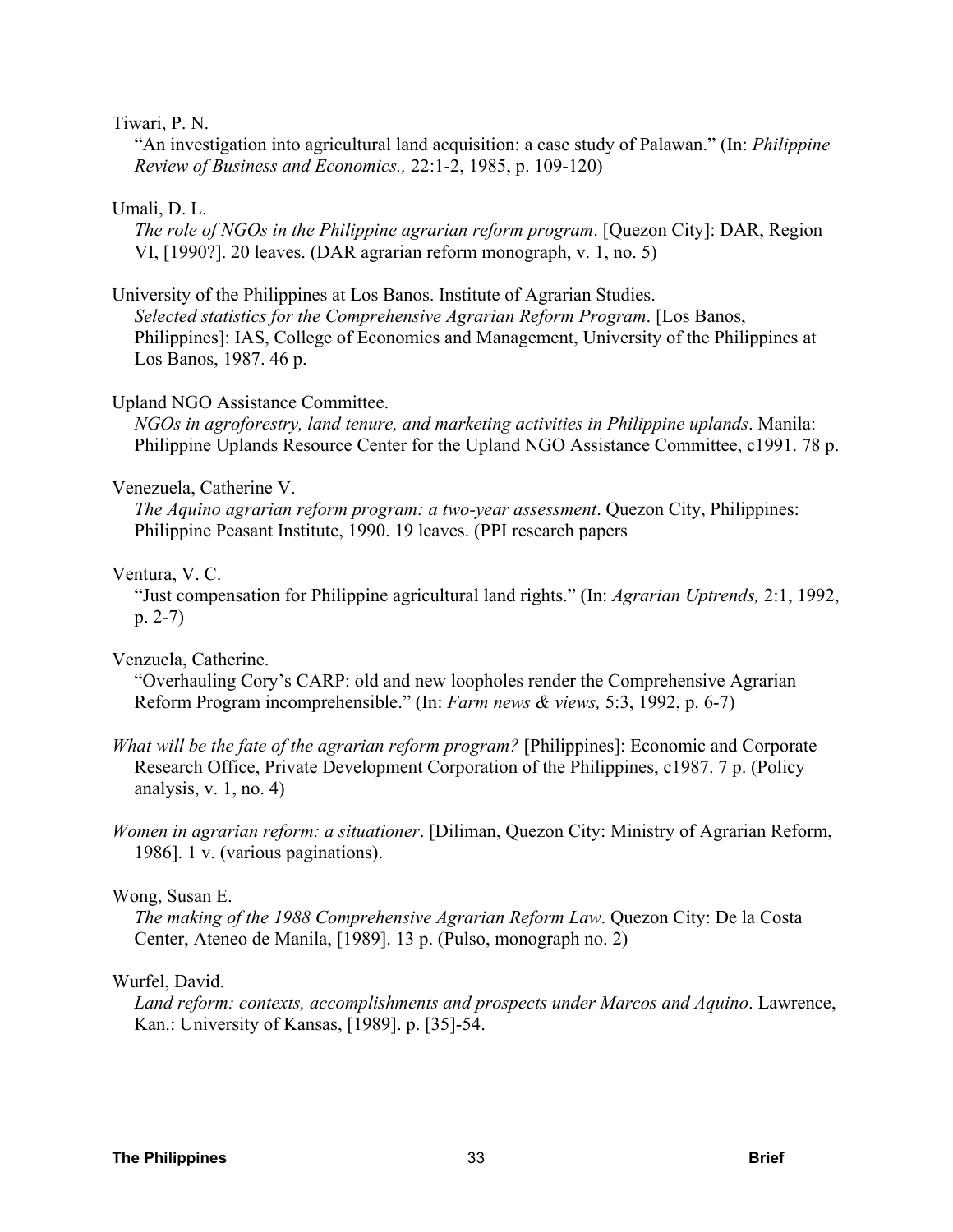Tiwari, P. N.

"An investigation into agricultural land acquisition: a case study of Palawan." (In: *Philippine Review of Business and Economics.,* 22:1-2, 1985, p. 109-120)

Umali, D. L.

*The role of NGOs in the Philippine agrarian reform program*. [Quezon City]: DAR, Region VI, [1990?]. 20 leaves. (DAR agrarian reform monograph, v. 1, no. 5)

University of the Philippines at Los Banos. Institute of Agrarian Studies.

*Selected statistics for the Comprehensive Agrarian Reform Program*. [Los Banos, Philippines]: IAS, College of Economics and Management, University of the Philippines at Los Banos, 1987. 46 p.

Upland NGO Assistance Committee.

*NGOs in agroforestry, land tenure, and marketing activities in Philippine uplands*. Manila: Philippine Uplands Resource Center for the Upland NGO Assistance Committee, c1991. 78 p.

Venezuela, Catherine V.

*The Aquino agrarian reform program: a two-year assessment*. Quezon City, Philippines: Philippine Peasant Institute, 1990. 19 leaves. (PPI research papers

Ventura, V. C.

"Just compensation for Philippine agricultural land rights." (In: *Agrarian Uptrends,* 2:1, 1992, p. 2-7)

Venzuela, Catherine.

"Overhauling Cory's CARP: old and new loopholes render the Comprehensive Agrarian Reform Program incomprehensible." (In: *Farm news & views,* 5:3, 1992, p. 6-7)

*What will be the fate of the agrarian reform program?* [Philippines]: Economic and Corporate Research Office, Private Development Corporation of the Philippines, c1987. 7 p. (Policy analysis, v. 1, no. 4)

*Women in agrarian reform: a situationer*. [Diliman, Quezon City: Ministry of Agrarian Reform, 1986]. 1 v. (various paginations).

Wong, Susan E.

*The making of the 1988 Comprehensive Agrarian Reform Law*. Quezon City: De la Costa Center, Ateneo de Manila, [1989]. 13 p. (Pulso, monograph no. 2)

Wurfel, David.

*Land reform: contexts, accomplishments and prospects under Marcos and Aquino*. Lawrence, Kan.: University of Kansas, [1989]. p. [35]-54.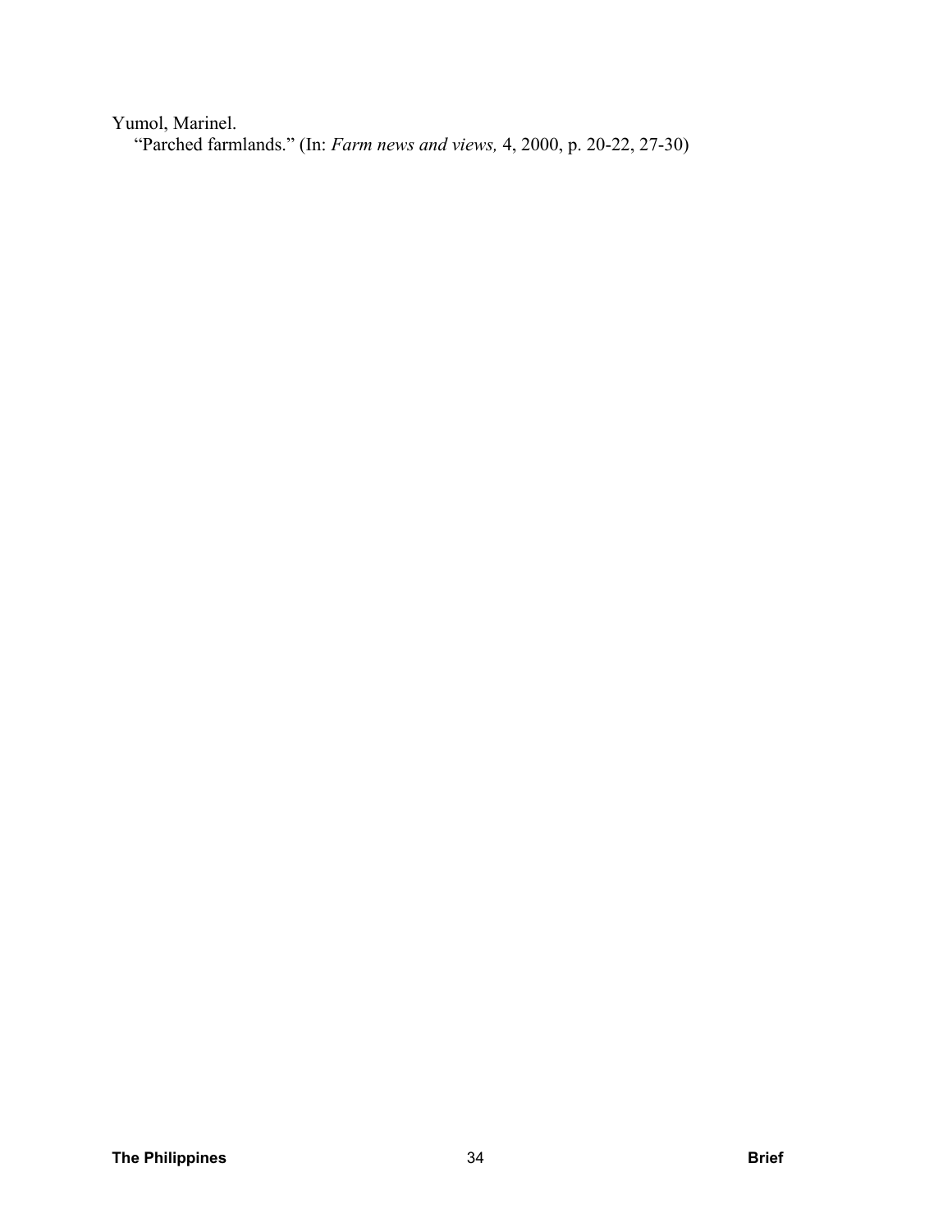Yumol, Marinel.
"Parched farmlands." (In: *Farm news and views,* 4, 2000, p. 20-22, 27-30)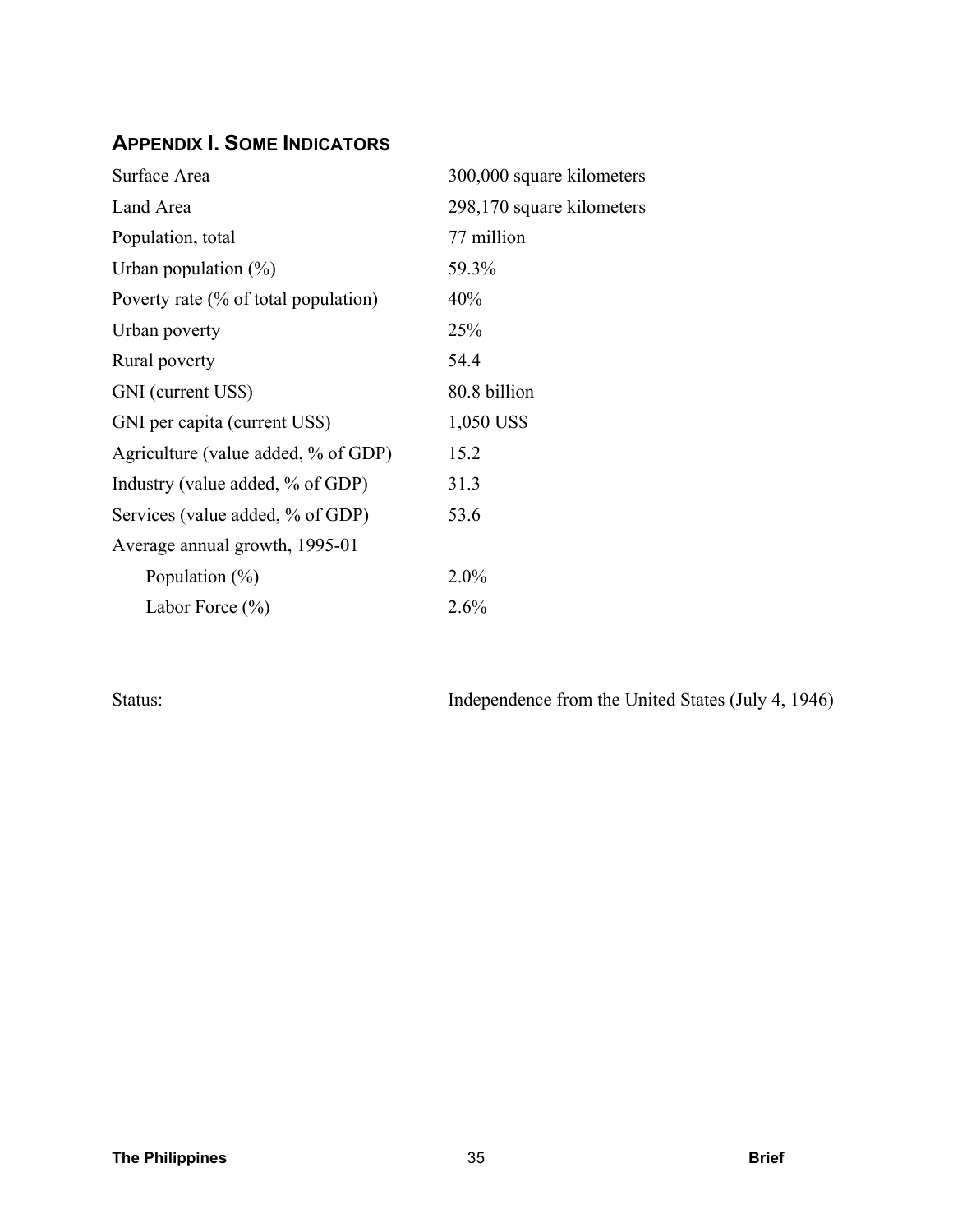## APPENDIX I. SOME INDICATORS

| | |
|---|---|
| Surface Area | 300,000 square kilometers |
| Land Area | 298,170 square kilometers |
| Population, total | 77 million |
| Urban population (%) | 59.3% |
| Poverty rate (% of total population) | 40% |
| Urban poverty | 25% |
| Rural poverty | 54.4 |
| GNI (current US$) | 80.8 billion |
| GNI per capita (current US$) | 1,050 US$ |
| Agriculture (value added, % of GDP) | 15.2 |
| Industry (value added, % of GDP) | 31.3 |
| Services (value added, % of GDP) | 53.6 |
| Average annual growth, 1995-01 | |
| Population (%) | 2.0% |
| Labor Force (%) | 2.6% |

Status: Independence from the United States (July 4, 1946)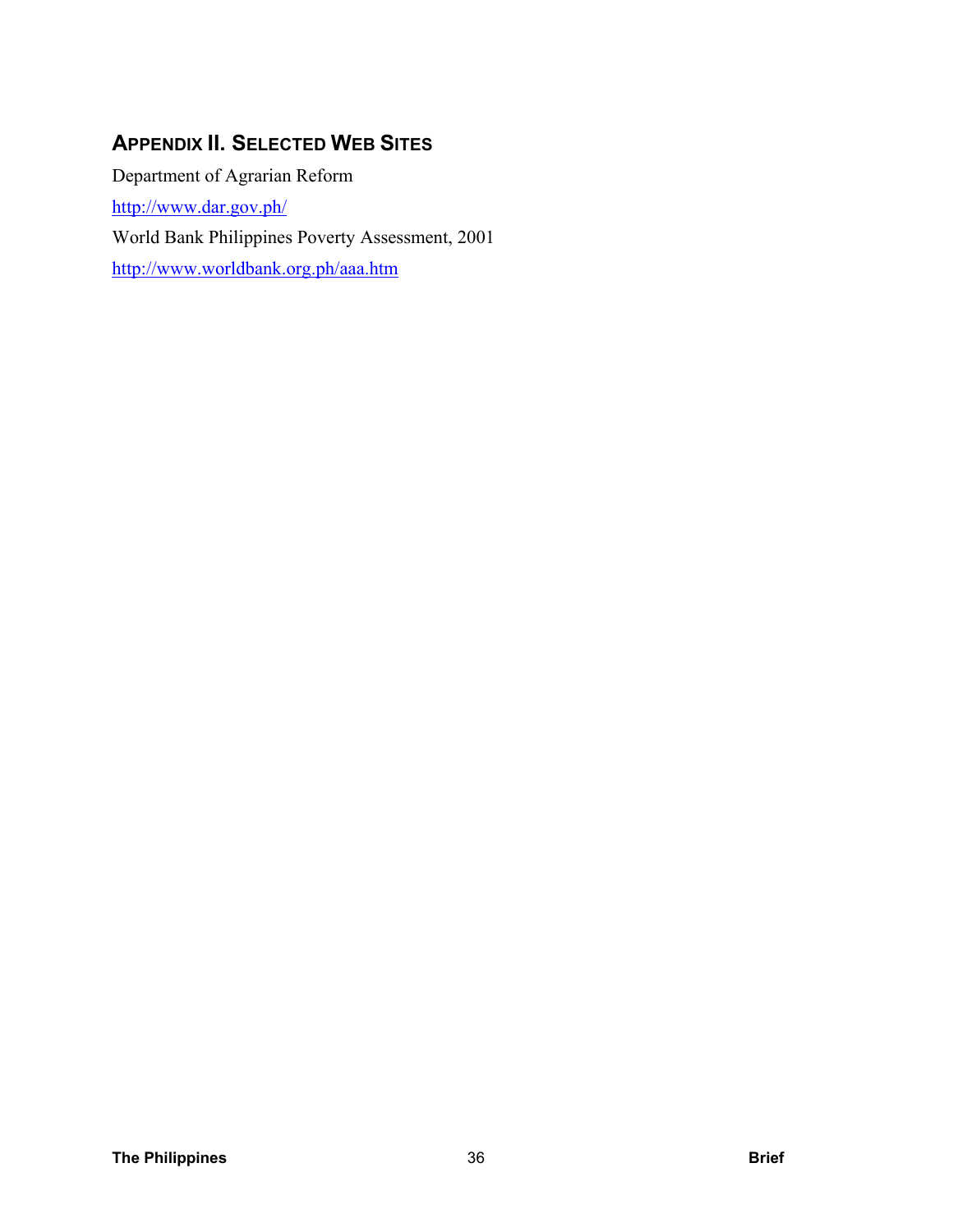## Appendix II. Selected Web Sites

Department of Agrarian Reform

http://www.dar.gov.ph/

World Bank Philippines Poverty Assessment, 2001

http://www.worldbank.org.ph/aaa.htm